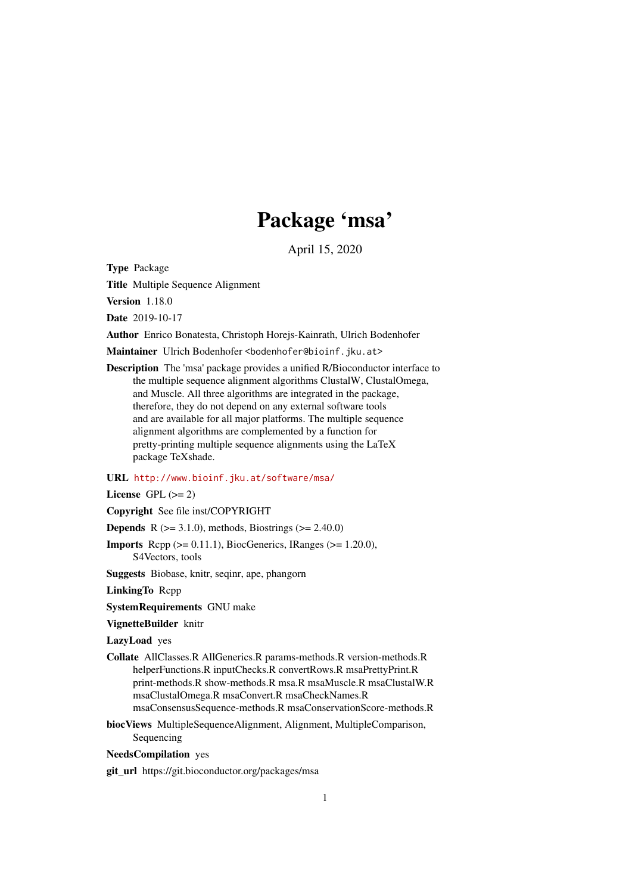# Package 'msa'

April 15, 2020

**Type** Package

**Title** Multiple Sequence Alignment

**Version** 1.18.0

**Date** 2019-10-17

**Author** Enrico Bonatesta, Christoph Horejs-Kainrath, Ulrich Bodenhofer

**Maintainer** Ulrich Bodenhofer <bodenhofer@bioinf.jku.at>

**Description** The 'msa' package provides a unified R/Bioconductor interface to the multiple sequence alignment algorithms ClustalW, ClustalOmega, and Muscle. All three algorithms are integrated in the package, therefore, they do not depend on any external software tools and are available for all major platforms. The multiple sequence alignment algorithms are complemented by a function for pretty-printing multiple sequence alignments using the LaTeX package TeXshade.

**URL** http://www.bioinf.jku.at/software/msa/

**License** GPL (>= 2)

**Copyright** See file inst/COPYRIGHT

**Depends** R (>= 3.1.0), methods, Biostrings (>= 2.40.0)

**Imports** Rcpp (>= 0.11.1), BiocGenerics, IRanges (>= 1.20.0), S4Vectors, tools

**Suggests** Biobase, knitr, seqinr, ape, phangorn

**LinkingTo** Rcpp

**SystemRequirements** GNU make

**VignetteBuilder** knitr

**LazyLoad** yes

**Collate** AllClasses.R AllGenerics.R params-methods.R version-methods.R helperFunctions.R inputChecks.R convertRows.R msaPrettyPrint.R print-methods.R show-methods.R msa.R msaMuscle.R msaClustalW.R msaClustalOmega.R msaConvert.R msaCheckNames.R msaConsensusSequence-methods.R msaConservationScore-methods.R

**biocViews** MultipleSequenceAlignment, Alignment, MultipleComparison, Sequencing

**NeedsCompilation** yes

**git_url** https://git.bioconductor.org/packages/msa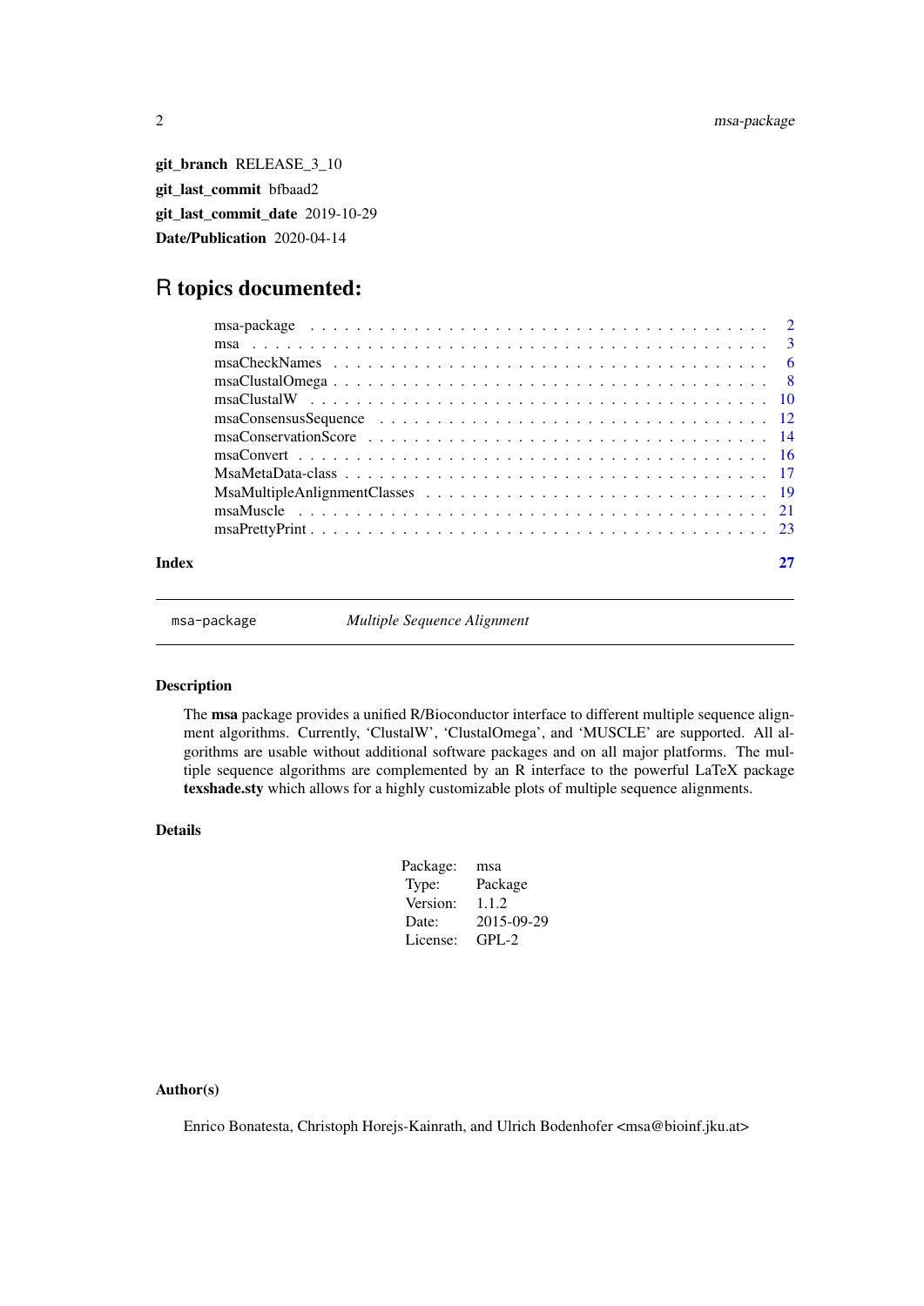**git_branch** RELEASE_3_10

**git_last_commit** bfbaad2

**git_last_commit_date** 2019-10-29

**Date/Publication** 2020-04-14

# R topics documented:

| | |
|---|---|
| msa-package | 2 |
| msa | 3 |
| msaCheckNames | 6 |
| msaClustalOmega | 8 |
| msaClustalW | 10 |
| msaConsensusSequence | 12 |
| msaConservationScore | 14 |
| msaConvert | 16 |
| MsaMetaData-class | 17 |
| MsaMultipleAnlignmentClasses | 19 |
| msaMuscle | 21 |
| msaPrettyPrint | 23 |

**Index** **27**

---

## msa-package — *Multiple Sequence Alignment*

### Description

The **msa** package provides a unified R/Bioconductor interface to different multiple sequence alignment algorithms. Currently, 'ClustalW', 'ClustalOmega', and 'MUSCLE' are supported. All algorithms are usable without additional software packages and on all major platforms. The multiple sequence algorithms are complemented by an R interface to the powerful LaTeX package **texshade.sty** which allows for a highly customizable plots of multiple sequence alignments.

### Details

| | |
|---|---|
| Package: | msa |
| Type: | Package |
| Version: | 1.1.2 |
| Date: | 2015-09-29 |
| License: | GPL-2 |

### Author(s)

Enrico Bonatesta, Christoph Horejs-Kainrath, and Ulrich Bodenhofer <msa@bioinf.jku.at>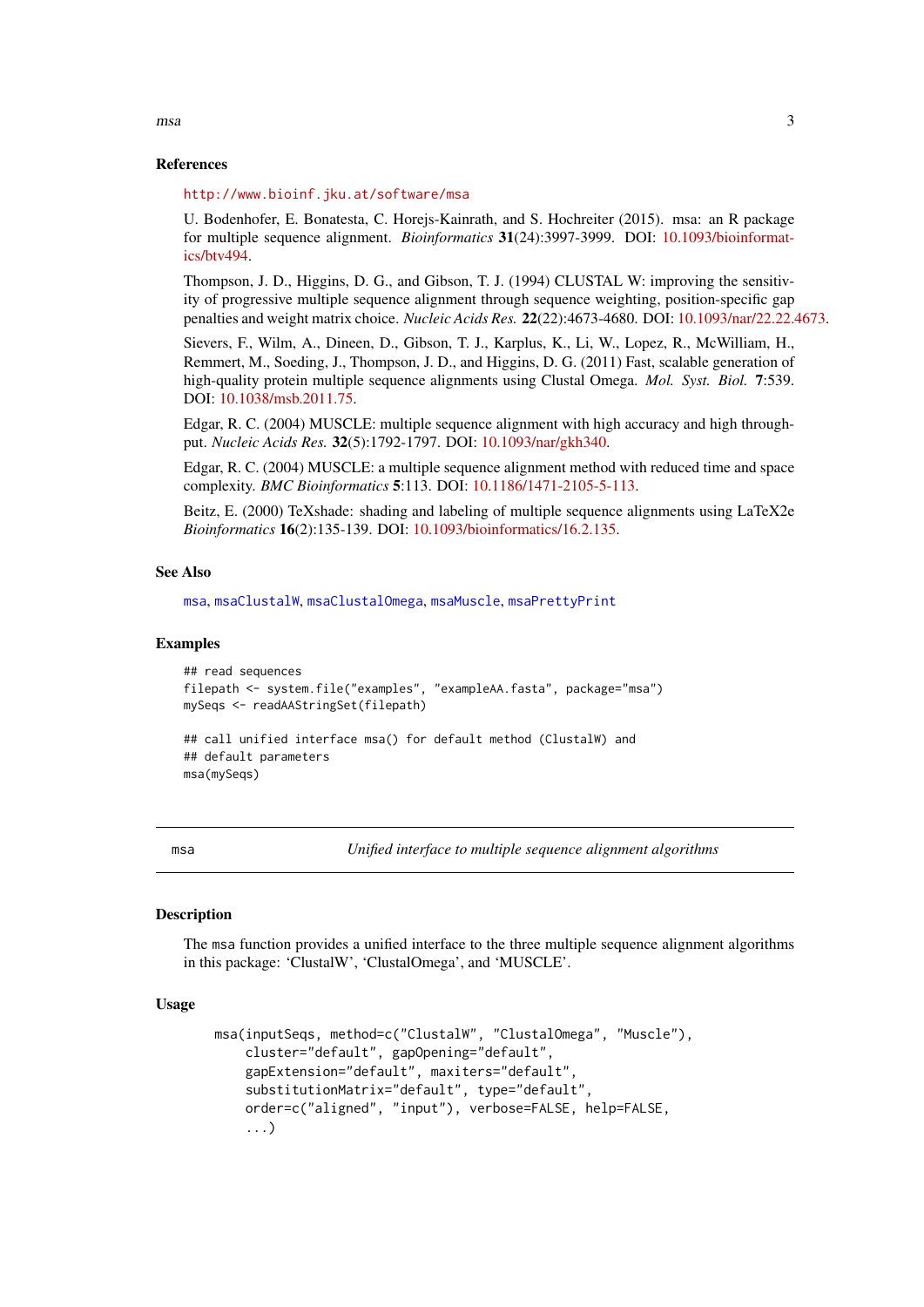## References

http://www.bioinf.jku.at/software/msa

U. Bodenhofer, E. Bonatesta, C. Horejs-Kainrath, and S. Hochreiter (2015). msa: an R package for multiple sequence alignment. *Bioinformatics* **31**(24):3997-3999. DOI: 10.1093/bioinformatics/btv494.

Thompson, J. D., Higgins, D. G., and Gibson, T. J. (1994) CLUSTAL W: improving the sensitivity of progressive multiple sequence alignment through sequence weighting, position-specific gap penalties and weight matrix choice. *Nucleic Acids Res.* **22**(22):4673-4680. DOI: 10.1093/nar/22.22.4673.

Sievers, F., Wilm, A., Dineen, D., Gibson, T. J., Karplus, K., Li, W., Lopez, R., McWilliam, H., Remmert, M., Soeding, J., Thompson, J. D., and Higgins, D. G. (2011) Fast, scalable generation of high-quality protein multiple sequence alignments using Clustal Omega. *Mol. Syst. Biol.* **7**:539. DOI: 10.1038/msb.2011.75.

Edgar, R. C. (2004) MUSCLE: multiple sequence alignment with high accuracy and high throughput. *Nucleic Acids Res.* **32**(5):1792-1797. DOI: 10.1093/nar/gkh340.

Edgar, R. C. (2004) MUSCLE: a multiple sequence alignment method with reduced time and space complexity. *BMC Bioinformatics* **5**:113. DOI: 10.1186/1471-2105-5-113.

Beitz, E. (2000) TeXshade: shading and labeling of multiple sequence alignments using LaTeX2e *Bioinformatics* **16**(2):135-139. DOI: 10.1093/bioinformatics/16.2.135.

## See Also

`msa`, `msaClustalW`, `msaClustalOmega`, `msaMuscle`, `msaPrettyPrint`

## Examples

```
## read sequences
filepath <- system.file("examples", "exampleAA.fasta", package="msa")
mySeqs <- readAAStringSet(filepath)

## call unified interface msa() for default method (ClustalW) and
## default parameters
msa(mySeqs)
```

---

# msa — *Unified interface to multiple sequence alignment algorithms*

## Description

The `msa` function provides a unified interface to the three multiple sequence alignment algorithms in this package: 'ClustalW', 'ClustalOmega', and 'MUSCLE'.

## Usage

```
msa(inputSeqs, method=c("ClustalW", "ClustalOmega", "Muscle"),
    cluster="default", gapOpening="default",
    gapExtension="default", maxiters="default",
    substitutionMatrix="default", type="default",
    order=c("aligned", "input"), verbose=FALSE, help=FALSE,
    ...)
```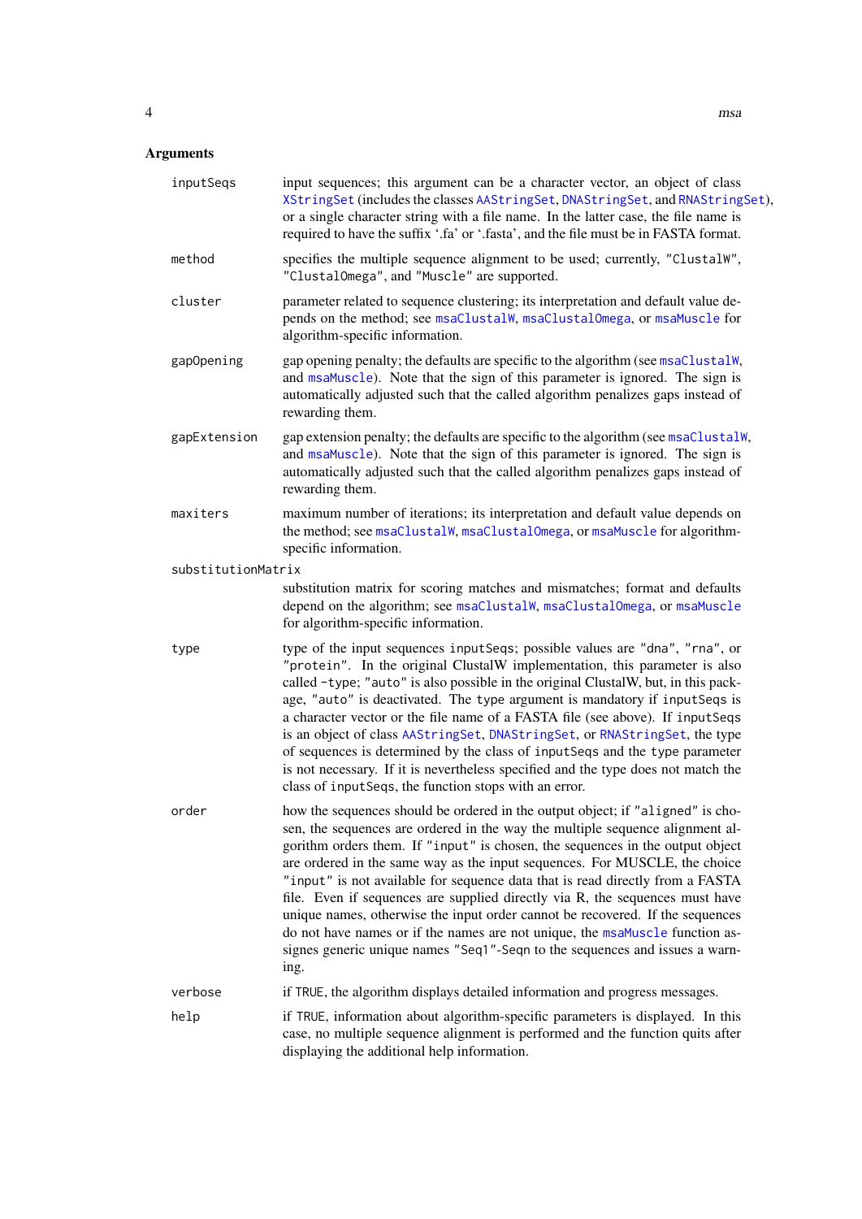### Arguments

`inputSeqs`
: input sequences; this argument can be a character vector, an object of class `XStringSet` (includes the classes `AAStringSet`, `DNAStringSet`, and `RNAStringSet`), or a single character string with a file name. In the latter case, the file name is required to have the suffix '.fa' or '.fasta', and the file must be in FASTA format.

`method`
: specifies the multiple sequence alignment to be used; currently, `"ClustalW"`, `"ClustalOmega"`, and `"Muscle"` are supported.

`cluster`
: parameter related to sequence clustering; its interpretation and default value depends on the method; see `msaClustalW`, `msaClustalOmega`, or `msaMuscle` for algorithm-specific information.

`gapOpening`
: gap opening penalty; the defaults are specific to the algorithm (see `msaClustalW`, and `msaMuscle`). Note that the sign of this parameter is ignored. The sign is automatically adjusted such that the called algorithm penalizes gaps instead of rewarding them.

`gapExtension`
: gap extension penalty; the defaults are specific to the algorithm (see `msaClustalW`, and `msaMuscle`). Note that the sign of this parameter is ignored. The sign is automatically adjusted such that the called algorithm penalizes gaps instead of rewarding them.

`maxiters`
: maximum number of iterations; its interpretation and default value depends on the method; see `msaClustalW`, `msaClustalOmega`, or `msaMuscle` for algorithm-specific information.

`substitutionMatrix`
: substitution matrix for scoring matches and mismatches; format and defaults depend on the algorithm; see `msaClustalW`, `msaClustalOmega`, or `msaMuscle` for algorithm-specific information.

`type`
: type of the input sequences `inputSeqs`; possible values are `"dna"`, `"rna"`, or `"protein"`. In the original ClustalW implementation, this parameter is also called `-type`; `"auto"` is also possible in the original ClustalW, but, in this package, `"auto"` is deactivated. The `type` argument is mandatory if `inputSeqs` is a character vector or the file name of a FASTA file (see above). If `inputSeqs` is an object of class `AAStringSet`, `DNAStringSet`, or `RNAStringSet`, the type of sequences is determined by the class of `inputSeqs` and the `type` parameter is not necessary. If it is nevertheless specified and the type does not match the class of `inputSeqs`, the function stops with an error.

`order`
: how the sequences should be ordered in the output object; if `"aligned"` is chosen, the sequences are ordered in the way the multiple sequence alignment algorithm orders them. If `"input"` is chosen, the sequences in the output object are ordered in the same way as the input sequences. For MUSCLE, the choice `"input"` is not available for sequence data that is read directly from a FASTA file. Even if sequences are supplied directly via R, the sequences must have unique names, otherwise the input order cannot be recovered. If the sequences do not have names or if the names are not unique, the `msaMuscle` function assignes generic unique names `"Seq1"-Seqn` to the sequences and issues a warning.

`verbose`
: if `TRUE`, the algorithm displays detailed information and progress messages.

`help`
: if `TRUE`, information about algorithm-specific parameters is displayed. In this case, no multiple sequence alignment is performed and the function quits after displaying the additional help information.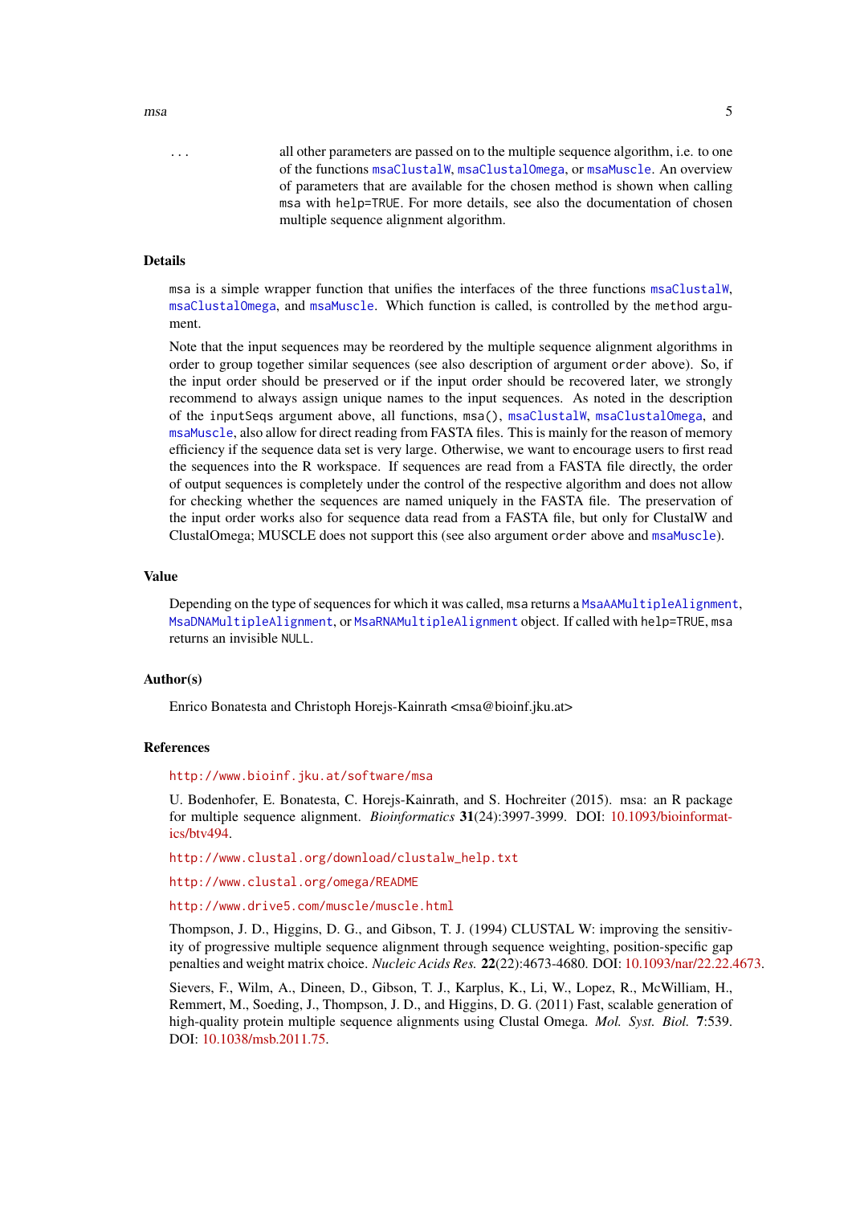`...` all other parameters are passed on to the multiple sequence algorithm, i.e. to one of the functions `msaClustalW`, `msaClustalOmega`, or `msaMuscle`. An overview of parameters that are available for the chosen method is shown when calling `msa` with `help=TRUE`. For more details, see also the documentation of chosen multiple sequence alignment algorithm.

## Details

`msa` is a simple wrapper function that unifies the interfaces of the three functions `msaClustalW`, `msaClustalOmega`, and `msaMuscle`. Which function is called, is controlled by the `method` argument.

Note that the input sequences may be reordered by the multiple sequence alignment algorithms in order to group together similar sequences (see also description of argument `order` above). So, if the input order should be preserved or if the input order should be recovered later, we strongly recommend to always assign unique names to the input sequences. As noted in the description of the `inputSeqs` argument above, all functions, `msa()`, `msaClustalW`, `msaClustalOmega`, and `msaMuscle`, also allow for direct reading from FASTA files. This is mainly for the reason of memory efficiency if the sequence data set is very large. Otherwise, we want to encourage users to first read the sequences into the R workspace. If sequences are read from a FASTA file directly, the order of output sequences is completely under the control of the respective algorithm and does not allow for checking whether the sequences are named uniquely in the FASTA file. The preservation of the input order works also for sequence data read from a FASTA file, but only for ClustalW and ClustalOmega; MUSCLE does not support this (see also argument `order` above and `msaMuscle`).

## Value

Depending on the type of sequences for which it was called, `msa` returns a `MsaAAMultipleAlignment`, `MsaDNAMultipleAlignment`, or `MsaRNAMultipleAlignment` object. If called with `help=TRUE`, `msa` returns an invisible `NULL`.

## Author(s)

Enrico Bonatesta and Christoph Horejs-Kainrath <msa@bioinf.jku.at>

## References

http://www.bioinf.jku.at/software/msa

U. Bodenhofer, E. Bonatesta, C. Horejs-Kainrath, and S. Hochreiter (2015). msa: an R package for multiple sequence alignment. *Bioinformatics* **31**(24):3997-3999. DOI: 10.1093/bioinformatics/btv494.

http://www.clustal.org/download/clustalw_help.txt

http://www.clustal.org/omega/README

http://www.drive5.com/muscle/muscle.html

Thompson, J. D., Higgins, D. G., and Gibson, T. J. (1994) CLUSTAL W: improving the sensitivity of progressive multiple sequence alignment through sequence weighting, position-specific gap penalties and weight matrix choice. *Nucleic Acids Res.* **22**(22):4673-4680. DOI: 10.1093/nar/22.22.4673.

Sievers, F., Wilm, A., Dineen, D., Gibson, T. J., Karplus, K., Li, W., Lopez, R., McWilliam, H., Remmert, M., Soeding, J., Thompson, J. D., and Higgins, D. G. (2011) Fast, scalable generation of high-quality protein multiple sequence alignments using Clustal Omega. *Mol. Syst. Biol.* **7**:539. DOI: 10.1038/msb.2011.75.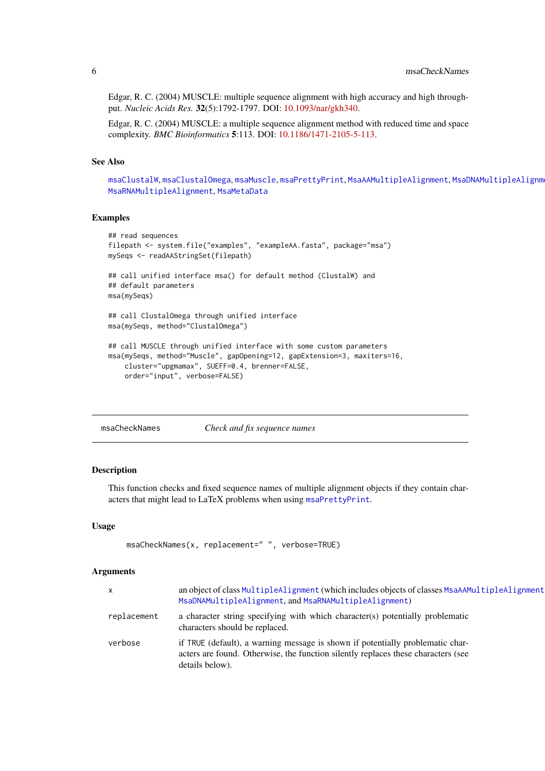Edgar, R. C. (2004) MUSCLE: multiple sequence alignment with high accuracy and high throughput. *Nucleic Acids Res.* **32**(5):1792-1797. DOI: 10.1093/nar/gkh340.

Edgar, R. C. (2004) MUSCLE: a multiple sequence alignment method with reduced time and space complexity. *BMC Bioinformatics* **5**:113. DOI: 10.1186/1471-2105-5-113.

### See Also

msaClustalW, msaClustalOmega, msaMuscle, msaPrettyPrint, MsaAAMultipleAlignment, MsaDNAMultipleAlignment, MsaRNAMultipleAlignment, MsaMetaData

### Examples

```
## read sequences
filepath <- system.file("examples", "exampleAA.fasta", package="msa")
mySeqs <- readAAStringSet(filepath)

## call unified interface msa() for default method (ClustalW) and
## default parameters
msa(mySeqs)

## call ClustalOmega through unified interface
msa(mySeqs, method="ClustalOmega")

## call MUSCLE through unified interface with some custom parameters
msa(mySeqs, method="Muscle", gapOpening=12, gapExtension=3, maxiters=16,
    cluster="upgmamax", SUEFF=0.4, brenner=FALSE,
    order="input", verbose=FALSE)
```

---

## msaCheckNames — *Check and fix sequence names*

---

### Description

This function checks and fixed sequence names of multiple alignment objects if they contain characters that might lead to LaTeX problems when using msaPrettyPrint.

### Usage

```
msaCheckNames(x, replacement=" ", verbose=TRUE)
```

### Arguments

| | |
|---|---|
| x | an object of class MultipleAlignment (which includes objects of classes MsaAAMultipleAlignment, MsaDNAMultipleAlignment, and MsaRNAMultipleAlignment) |
| replacement | a character string specifying with which character(s) potentially problematic characters should be replaced. |
| verbose | if TRUE (default), a warning message is shown if potentially problematic characters are found. Otherwise, the function silently replaces these characters (see details below). |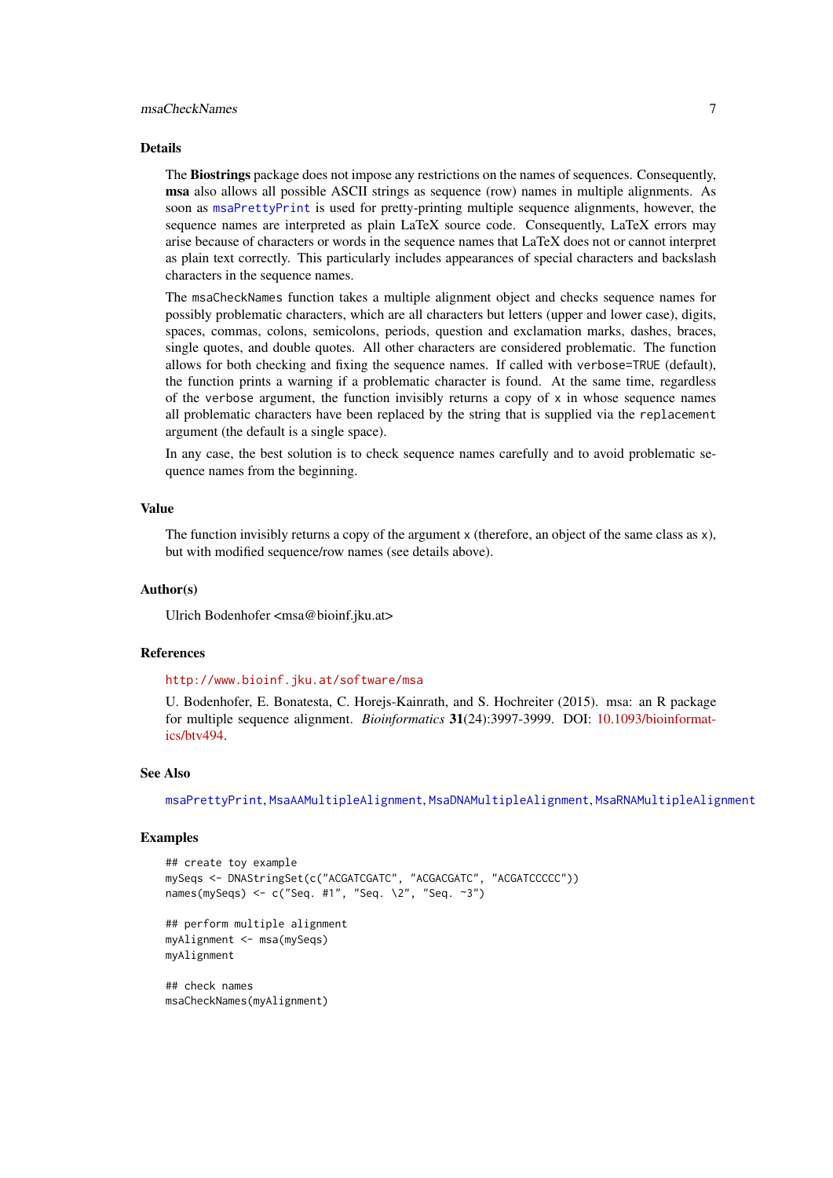### Details

The **Biostrings** package does not impose any restrictions on the names of sequences. Consequently, **msa** also allows all possible ASCII strings as sequence (row) names in multiple alignments. As soon as `msaPrettyPrint` is used for pretty-printing multiple sequence alignments, however, the sequence names are interpreted as plain LaTeX source code. Consequently, LaTeX errors may arise because of characters or words in the sequence names that LaTeX does not or cannot interpret as plain text correctly. This particularly includes appearances of special characters and backslash characters in the sequence names.

The `msaCheckNames` function takes a multiple alignment object and checks sequence names for possibly problematic characters, which are all characters but letters (upper and lower case), digits, spaces, commas, colons, semicolons, periods, question and exclamation marks, dashes, braces, single quotes, and double quotes. All other characters are considered problematic. The function allows for both checking and fixing the sequence names. If called with `verbose=TRUE` (default), the function prints a warning if a problematic character is found. At the same time, regardless of the `verbose` argument, the function invisibly returns a copy of `x` in whose sequence names all problematic characters have been replaced by the string that is supplied via the `replacement` argument (the default is a single space).

In any case, the best solution is to check sequence names carefully and to avoid problematic sequence names from the beginning.

### Value

The function invisibly returns a copy of the argument `x` (therefore, an object of the same class as `x`), but with modified sequence/row names (see details above).

### Author(s)

Ulrich Bodenhofer <msa@bioinf.jku.at>

### References

http://www.bioinf.jku.at/software/msa

U. Bodenhofer, E. Bonatesta, C. Horejs-Kainrath, and S. Hochreiter (2015). msa: an R package for multiple sequence alignment. *Bioinformatics* **31**(24):3997-3999. DOI: 10.1093/bioinformatics/btv494.

### See Also

`msaPrettyPrint`, `MsaAAMultipleAlignment`, `MsaDNAMultipleAlignment`, `MsaRNAMultipleAlignment`

### Examples

```
## create toy example
mySeqs <- DNAStringSet(c("ACGATCGATC", "ACGACGATC", "ACGATCCCCC"))
names(mySeqs) <- c("Seq. #1", "Seq. \2", "Seq. ~3")

## perform multiple alignment
myAlignment <- msa(mySeqs)
myAlignment

## check names
msaCheckNames(myAlignment)
```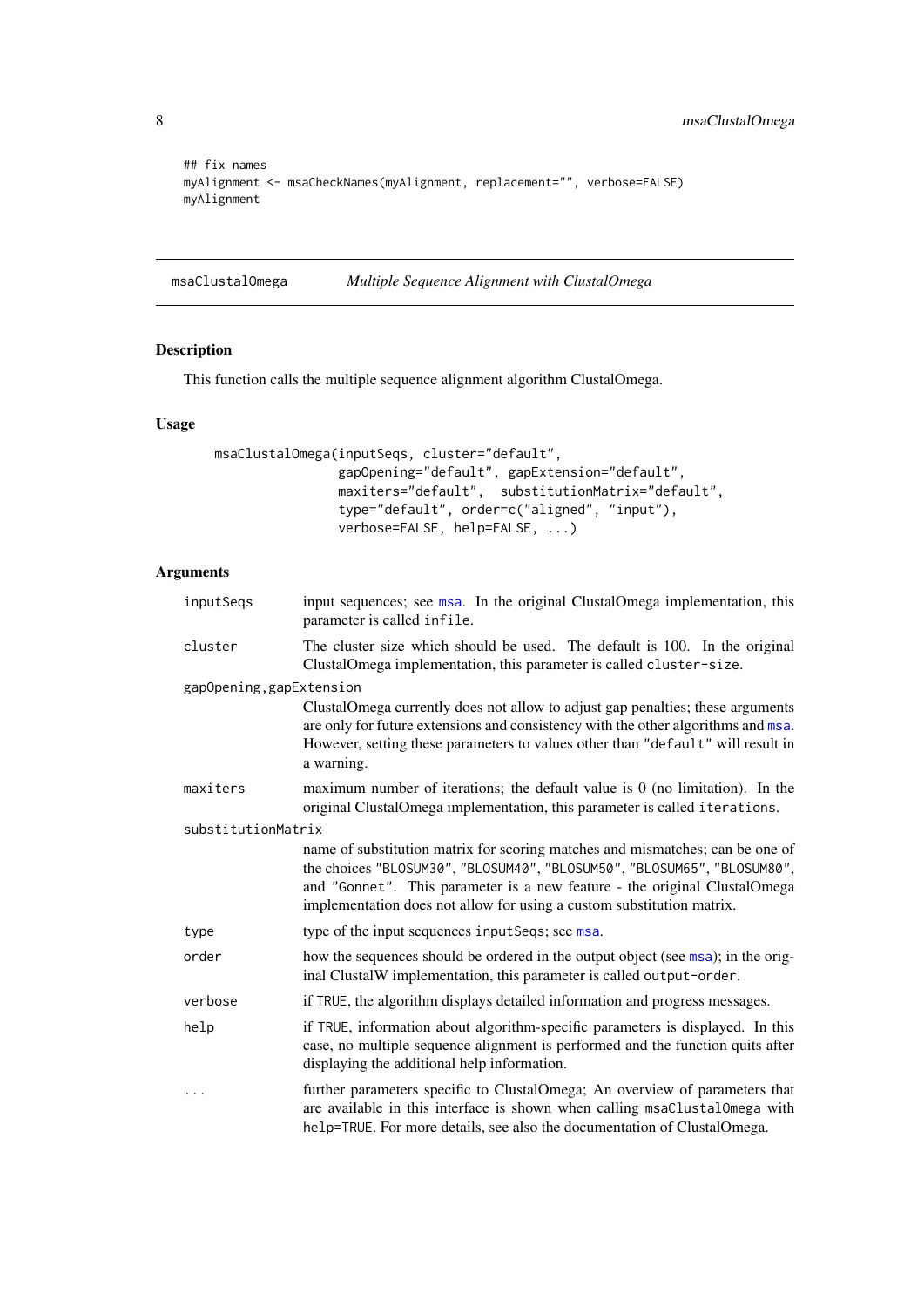```
## fix names
myAlignment <- msaCheckNames(myAlignment, replacement="", verbose=FALSE)
myAlignment
```

## msaClustalOmega — *Multiple Sequence Alignment with ClustalOmega*

### Description

This function calls the multiple sequence alignment algorithm ClustalOmega.

### Usage

```
msaClustalOmega(inputSeqs, cluster="default",
                gapOpening="default", gapExtension="default",
                maxiters="default",  substitutionMatrix="default",
                type="default", order=c("aligned", "input"),
                verbose=FALSE, help=FALSE, ...)
```

### Arguments

`inputSeqs` — input sequences; see `msa`. In the original ClustalOmega implementation, this parameter is called `infile`.

`cluster` — The cluster size which should be used. The default is 100. In the original ClustalOmega implementation, this parameter is called `cluster-size`.

`gapOpening,gapExtension` — ClustalOmega currently does not allow to adjust gap penalties; these arguments are only for future extensions and consistency with the other algorithms and `msa`. However, setting these parameters to values other than `"default"` will result in a warning.

`maxiters` — maximum number of iterations; the default value is 0 (no limitation). In the original ClustalOmega implementation, this parameter is called `iterations`.

`substitutionMatrix` — name of substitution matrix for scoring matches and mismatches; can be one of the choices `"BLOSUM30"`, `"BLOSUM40"`, `"BLOSUM50"`, `"BLOSUM65"`, `"BLOSUM80"`, and `"Gonnet"`. This parameter is a new feature - the original ClustalOmega implementation does not allow for using a custom substitution matrix.

`type` — type of the input sequences `inputSeqs`; see `msa`.

`order` — how the sequences should be ordered in the output object (see `msa`); in the original ClustalW implementation, this parameter is called `output-order`.

`verbose` — if `TRUE`, the algorithm displays detailed information and progress messages.

`help` — if `TRUE`, information about algorithm-specific parameters is displayed. In this case, no multiple sequence alignment is performed and the function quits after displaying the additional help information.

`...` — further parameters specific to ClustalOmega; An overview of parameters that are available in this interface is shown when calling `msaClustalOmega` with `help=TRUE`. For more details, see also the documentation of ClustalOmega.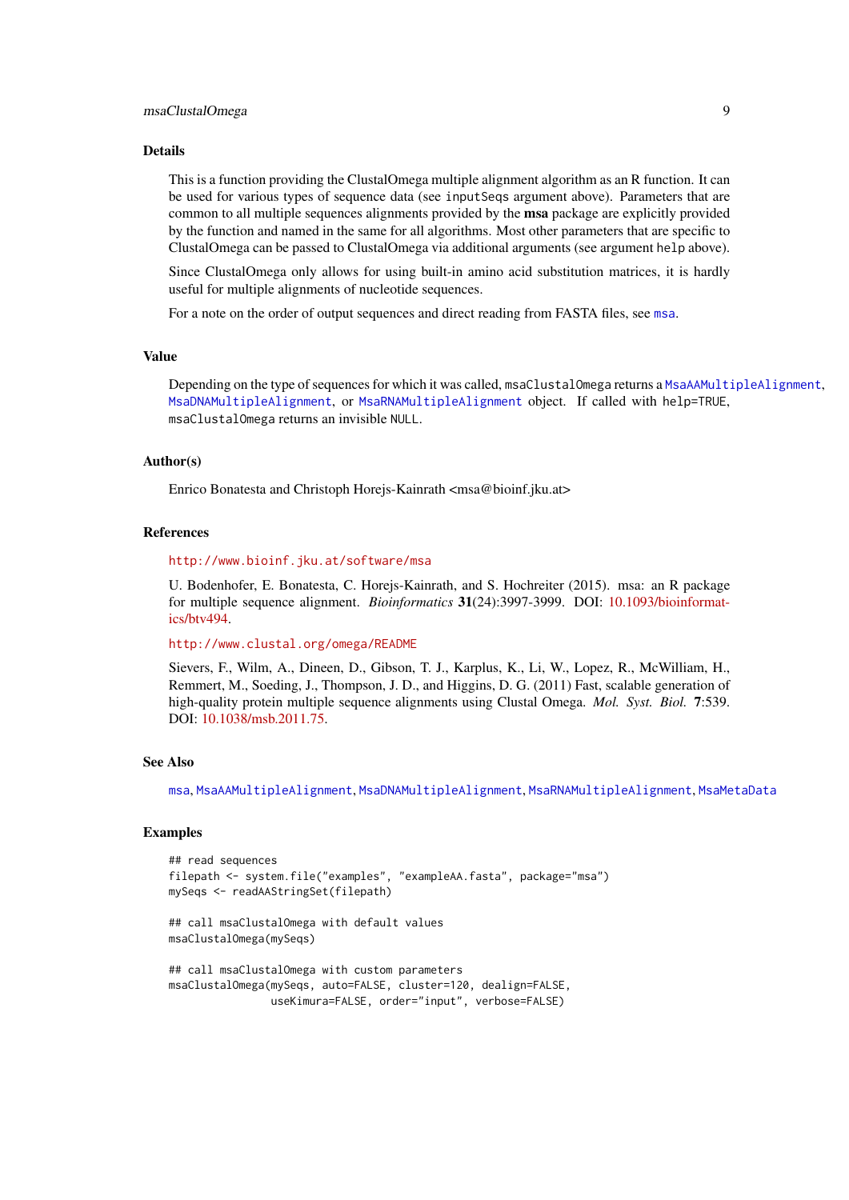## Details

This is a function providing the ClustalOmega multiple alignment algorithm as an R function. It can be used for various types of sequence data (see `inputSeqs` argument above). Parameters that are common to all multiple sequences alignments provided by the **msa** package are explicitly provided by the function and named in the same for all algorithms. Most other parameters that are specific to ClustalOmega can be passed to ClustalOmega via additional arguments (see argument `help` above).

Since ClustalOmega only allows for using built-in amino acid substitution matrices, it is hardly useful for multiple alignments of nucleotide sequences.

For a note on the order of output sequences and direct reading from FASTA files, see `msa`.

## Value

Depending on the type of sequences for which it was called, `msaClustalOmega` returns a `MsaAAMultipleAlignment`, `MsaDNAMultipleAlignment`, or `MsaRNAMultipleAlignment` object. If called with `help=TRUE`, `msaClustalOmega` returns an invisible `NULL`.

## Author(s)

Enrico Bonatesta and Christoph Horejs-Kainrath <msa@bioinf.jku.at>

## References

http://www.bioinf.jku.at/software/msa

U. Bodenhofer, E. Bonatesta, C. Horejs-Kainrath, and S. Hochreiter (2015). msa: an R package for multiple sequence alignment. *Bioinformatics* **31**(24):3997-3999. DOI: 10.1093/bioinformatics/btv494.

http://www.clustal.org/omega/README

Sievers, F., Wilm, A., Dineen, D., Gibson, T. J., Karplus, K., Li, W., Lopez, R., McWilliam, H., Remmert, M., Soeding, J., Thompson, J. D., and Higgins, D. G. (2011) Fast, scalable generation of high-quality protein multiple sequence alignments using Clustal Omega. *Mol. Syst. Biol.* **7**:539. DOI: 10.1038/msb.2011.75.

## See Also

`msa`, `MsaAAMultipleAlignment`, `MsaDNAMultipleAlignment`, `MsaRNAMultipleAlignment`, `MsaMetaData`

## Examples

```
## read sequences
filepath <- system.file("examples", "exampleAA.fasta", package="msa")
mySeqs <- readAAStringSet(filepath)

## call msaClustalOmega with default values
msaClustalOmega(mySeqs)

## call msaClustalOmega with custom parameters
msaClustalOmega(mySeqs, auto=FALSE, cluster=120, dealign=FALSE,
                useKimura=FALSE, order="input", verbose=FALSE)
```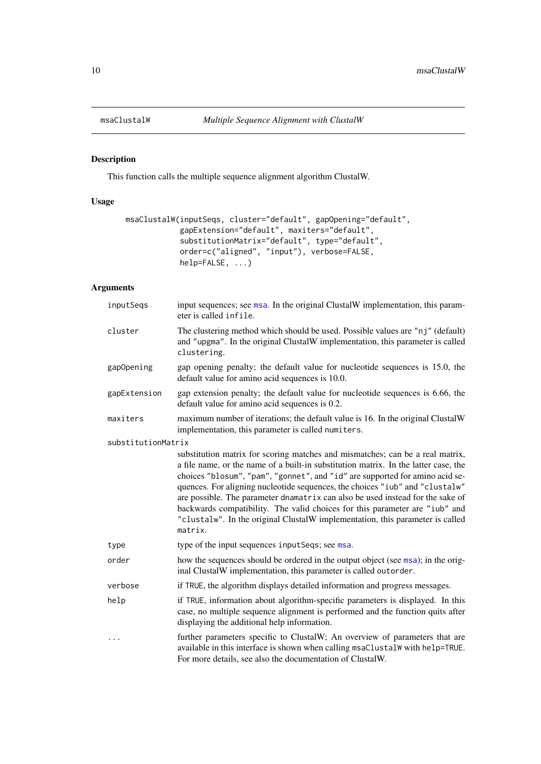msaClustalW — *Multiple Sequence Alignment with ClustalW*

## Description

This function calls the multiple sequence alignment algorithm ClustalW.

## Usage

```
msaClustalW(inputSeqs, cluster="default", gapOpening="default",
            gapExtension="default", maxiters="default",
            substitutionMatrix="default", type="default",
            order=c("aligned", "input"), verbose=FALSE,
            help=FALSE, ...)
```

## Arguments

- `inputSeqs` — input sequences; see msa. In the original ClustalW implementation, this parameter is called `infile`.
- `cluster` — The clustering method which should be used. Possible values are "nj" (default) and "upgma". In the original ClustalW implementation, this parameter is called `clustering`.
- `gapOpening` — gap opening penalty; the default value for nucleotide sequences is 15.0, the default value for amino acid sequences is 10.0.
- `gapExtension` — gap extension penalty; the default value for nucleotide sequences is 6.66, the default value for amino acid sequences is 0.2.
- `maxiters` — maximum number of iterations; the default value is 16. In the original ClustalW implementation, this parameter is called `numiters`.
- `substitutionMatrix` — substitution matrix for scoring matches and mismatches; can be a real matrix, a file name, or the name of a built-in substitution matrix. In the latter case, the choices "blosum", "pam", "gonnet", and "id" are supported for amino acid sequences. For aligning nucleotide sequences, the choices "iub" and "clustalw" are possible. The parameter `dnamatrix` can also be used instead for the sake of backwards compatibility. The valid choices for this parameter are "iub" and "clustalw". In the original ClustalW implementation, this parameter is called `matrix`.
- `type` — type of the input sequences `inputSeqs`; see msa.
- `order` — how the sequences should be ordered in the output object (see msa); in the original ClustalW implementation, this parameter is called `outorder`.
- `verbose` — if `TRUE`, the algorithm displays detailed information and progress messages.
- `help` — if `TRUE`, information about algorithm-specific parameters is displayed. In this case, no multiple sequence alignment is performed and the function quits after displaying the additional help information.
- `...` — further parameters specific to ClustalW; An overview of parameters that are available in this interface is shown when calling `msaClustalW` with `help=TRUE`. For more details, see also the documentation of ClustalW.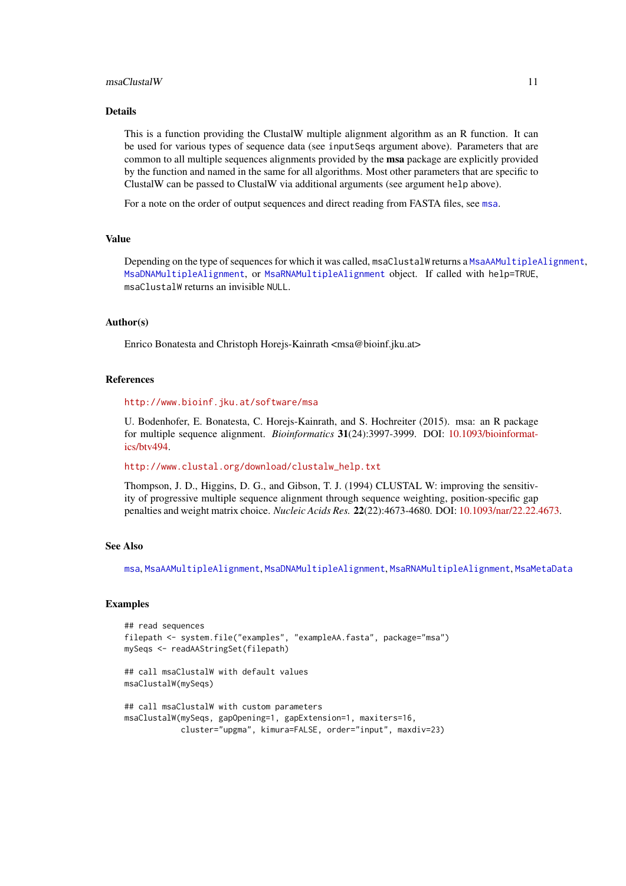## Details

This is a function providing the ClustalW multiple alignment algorithm as an R function. It can be used for various types of sequence data (see `inputSeqs` argument above). Parameters that are common to all multiple sequences alignments provided by the **msa** package are explicitly provided by the function and named in the same for all algorithms. Most other parameters that are specific to ClustalW can be passed to ClustalW via additional arguments (see argument `help` above).

For a note on the order of output sequences and direct reading from FASTA files, see `msa`.

## Value

Depending on the type of sequences for which it was called, `msaClustalW` returns a `MsaAAMultipleAlignment`, `MsaDNAMultipleAlignment`, or `MsaRNAMultipleAlignment` object. If called with `help=TRUE`, `msaClustalW` returns an invisible `NULL`.

## Author(s)

Enrico Bonatesta and Christoph Horejs-Kainrath <msa@bioinf.jku.at>

## References

http://www.bioinf.jku.at/software/msa

U. Bodenhofer, E. Bonatesta, C. Horejs-Kainrath, and S. Hochreiter (2015). msa: an R package for multiple sequence alignment. *Bioinformatics* **31**(24):3997-3999. DOI: 10.1093/bioinformatics/btv494.

http://www.clustal.org/download/clustalw_help.txt

Thompson, J. D., Higgins, D. G., and Gibson, T. J. (1994) CLUSTAL W: improving the sensitivity of progressive multiple sequence alignment through sequence weighting, position-specific gap penalties and weight matrix choice. *Nucleic Acids Res.* **22**(22):4673-4680. DOI: 10.1093/nar/22.22.4673.

## See Also

`msa`, `MsaAAMultipleAlignment`, `MsaDNAMultipleAlignment`, `MsaRNAMultipleAlignment`, `MsaMetaData`

## Examples

```
## read sequences
filepath <- system.file("examples", "exampleAA.fasta", package="msa")
mySeqs <- readAAStringSet(filepath)

## call msaClustalW with default values
msaClustalW(mySeqs)

## call msaClustalW with custom parameters
msaClustalW(mySeqs, gapOpening=1, gapExtension=1, maxiters=16,
            cluster="upgma", kimura=FALSE, order="input", maxdiv=23)
```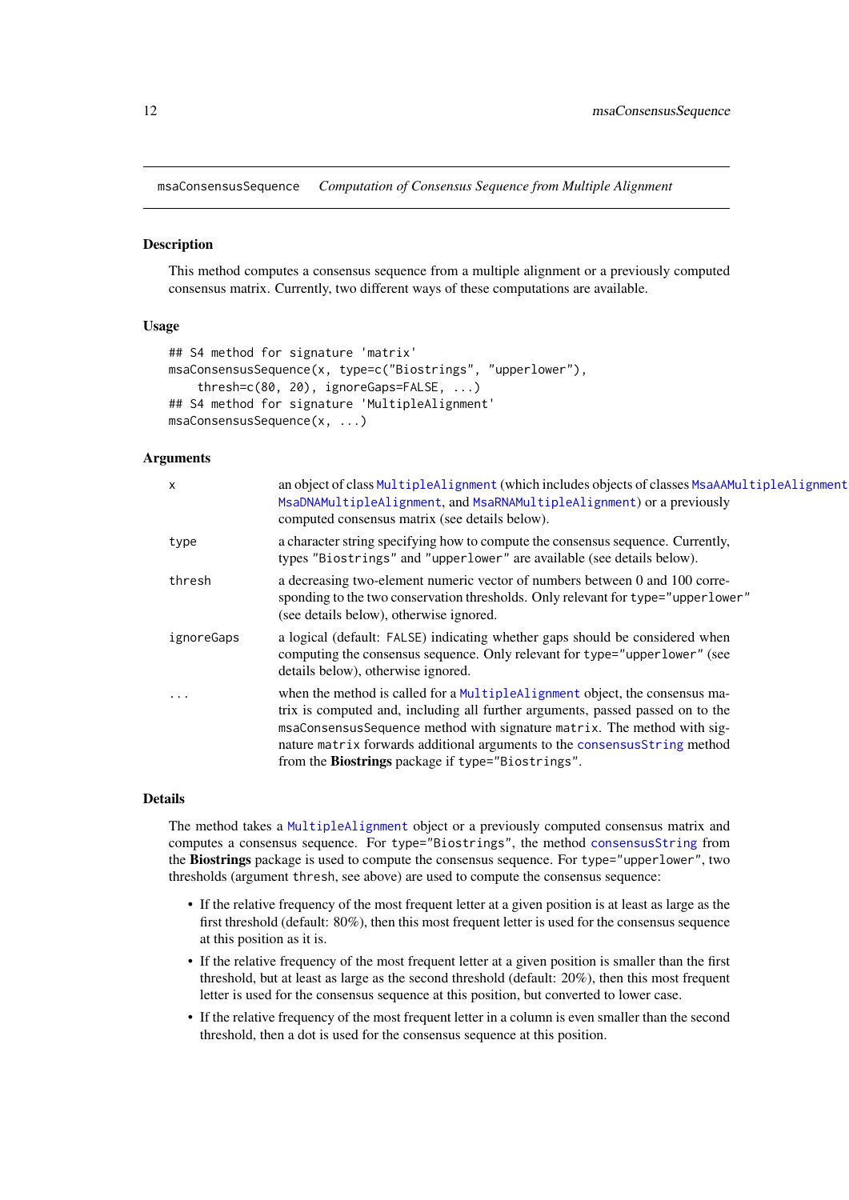## msaConsensusSequence — *Computation of Consensus Sequence from Multiple Alignment*

### Description

This method computes a consensus sequence from a multiple alignment or a previously computed consensus matrix. Currently, two different ways of these computations are available.

### Usage

```
## S4 method for signature 'matrix'
msaConsensusSequence(x, type=c("Biostrings", "upperlower"),
    thresh=c(80, 20), ignoreGaps=FALSE, ...)
## S4 method for signature 'MultipleAlignment'
msaConsensusSequence(x, ...)
```

### Arguments

| | |
|---|---|
| `x` | an object of class `MultipleAlignment` (which includes objects of classes `MsaAAMultipleAlignment`, `MsaDNAMultipleAlignment`, and `MsaRNAMultipleAlignment`) or a previously computed consensus matrix (see details below). |
| `type` | a character string specifying how to compute the consensus sequence. Currently, types `"Biostrings"` and `"upperlower"` are available (see details below). |
| `thresh` | a decreasing two-element numeric vector of numbers between 0 and 100 corresponding to the two conservation thresholds. Only relevant for `type="upperlower"` (see details below), otherwise ignored. |
| `ignoreGaps` | a logical (default: `FALSE`) indicating whether gaps should be considered when computing the consensus sequence. Only relevant for `type="upperlower"` (see details below), otherwise ignored. |
| `...` | when the method is called for a `MultipleAlignment` object, the consensus matrix is computed and, including all further arguments, passed passed on to the `msaConsensusSequence` method with signature `matrix`. The method with signature `matrix` forwards additional arguments to the `consensusString` method from the **Biostrings** package if `type="Biostrings"`. |

### Details

The method takes a `MultipleAlignment` object or a previously computed consensus matrix and computes a consensus sequence. For `type="Biostrings"`, the method `consensusString` from the **Biostrings** package is used to compute the consensus sequence. For `type="upperlower"`, two thresholds (argument `thresh`, see above) are used to compute the consensus sequence:

- If the relative frequency of the most frequent letter at a given position is at least as large as the first threshold (default: 80%), then this most frequent letter is used for the consensus sequence at this position as it is.
- If the relative frequency of the most frequent letter at a given position is smaller than the first threshold, but at least as large as the second threshold (default: 20%), then this most frequent letter is used for the consensus sequence at this position, but converted to lower case.
- If the relative frequency of the most frequent letter in a column is even smaller than the second threshold, then a dot is used for the consensus sequence at this position.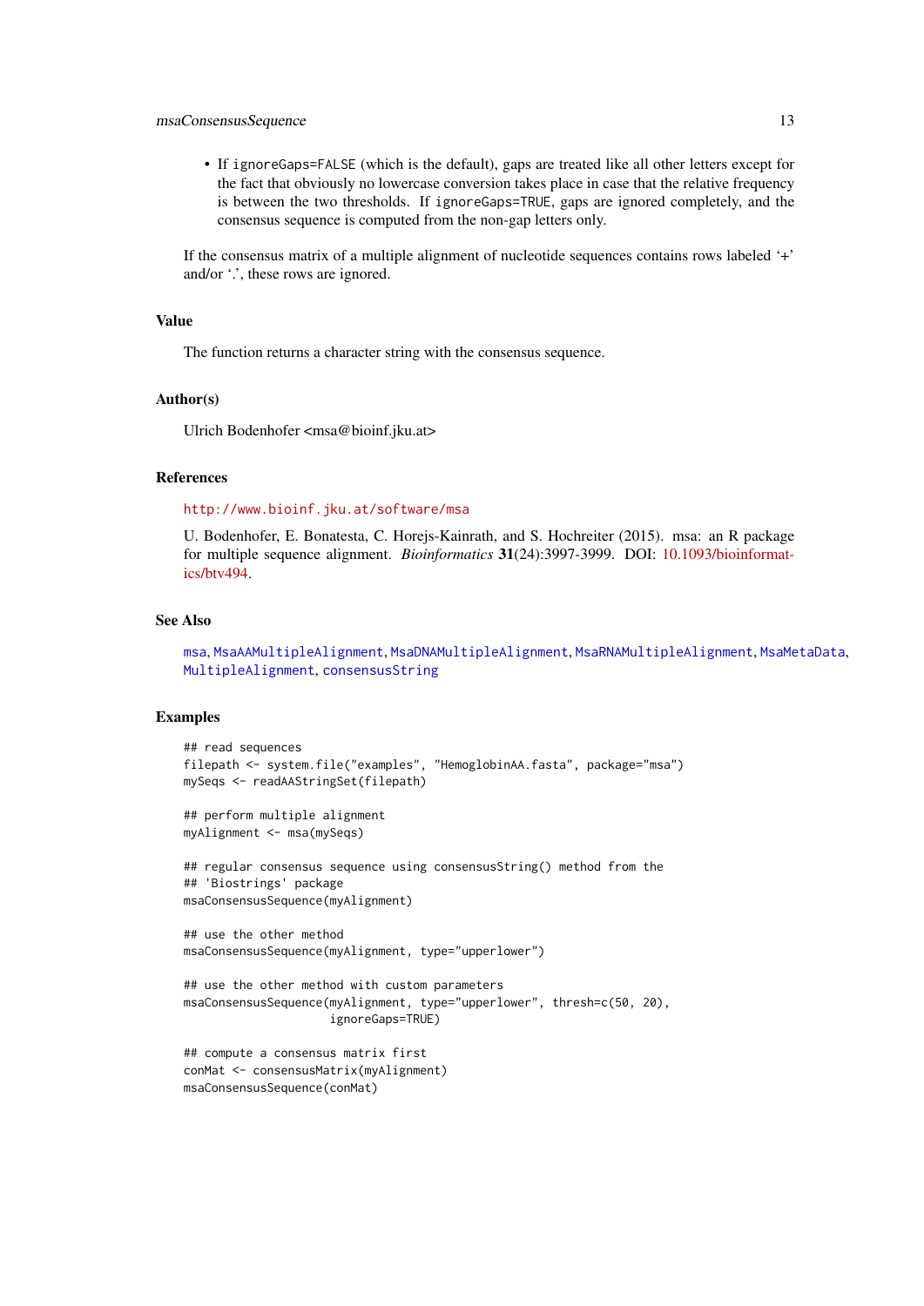- If `ignoreGaps=FALSE` (which is the default), gaps are treated like all other letters except for the fact that obviously no lowercase conversion takes place in case that the relative frequency is between the two thresholds. If `ignoreGaps=TRUE`, gaps are ignored completely, and the consensus sequence is computed from the non-gap letters only.

If the consensus matrix of a multiple alignment of nucleotide sequences contains rows labeled '+' and/or '.', these rows are ignored.

## Value

The function returns a character string with the consensus sequence.

## Author(s)

Ulrich Bodenhofer <msa@bioinf.jku.at>

## References

http://www.bioinf.jku.at/software/msa

U. Bodenhofer, E. Bonatesta, C. Horejs-Kainrath, and S. Hochreiter (2015). msa: an R package for multiple sequence alignment. *Bioinformatics* **31**(24):3997-3999. DOI: 10.1093/bioinformatics/btv494.

## See Also

msa, MsaAAMultipleAlignment, MsaDNAMultipleAlignment, MsaRNAMultipleAlignment, MsaMetaData, MultipleAlignment, consensusString

## Examples

```
## read sequences
filepath <- system.file("examples", "HemoglobinAA.fasta", package="msa")
mySeqs <- readAAStringSet(filepath)

## perform multiple alignment
myAlignment <- msa(mySeqs)

## regular consensus sequence using consensusString() method from the
## 'Biostrings' package
msaConsensusSequence(myAlignment)

## use the other method
msaConsensusSequence(myAlignment, type="upperlower")

## use the other method with custom parameters
msaConsensusSequence(myAlignment, type="upperlower", thresh=c(50, 20),
                     ignoreGaps=TRUE)

## compute a consensus matrix first
conMat <- consensusMatrix(myAlignment)
msaConsensusSequence(conMat)
```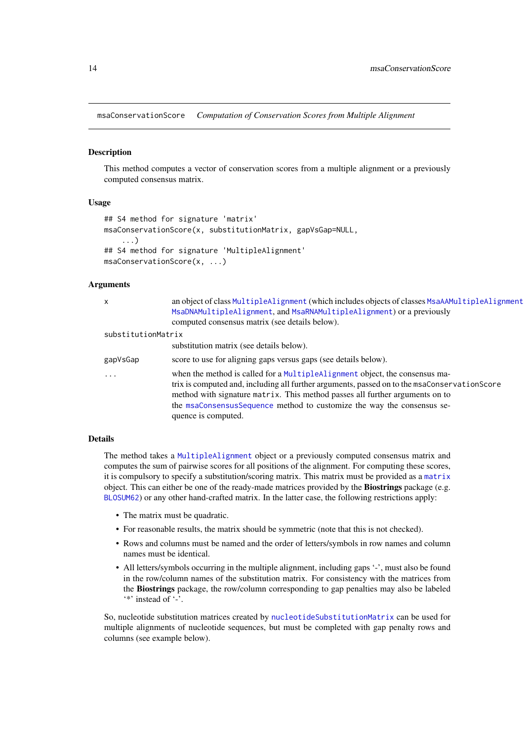msaConservationScore *Computation of Conservation Scores from Multiple Alignment*

## Description

This method computes a vector of conservation scores from a multiple alignment or a previously computed consensus matrix.

## Usage

```
## S4 method for signature 'matrix'
msaConservationScore(x, substitutionMatrix, gapVsGap=NULL,
    ...)
## S4 method for signature 'MultipleAlignment'
msaConservationScore(x, ...)
```

## Arguments

- `x` — an object of class `MultipleAlignment` (which includes objects of classes `MsaAAMultipleAlignment`, `MsaDNAMultipleAlignment`, and `MsaRNAMultipleAlignment`) or a previously computed consensus matrix (see details below).
- `substitutionMatrix` — substitution matrix (see details below).
- `gapVsGap` — score to use for aligning gaps versus gaps (see details below).
- `...` — when the method is called for a `MultipleAlignment` object, the consensus matrix is computed and, including all further arguments, passed on to the `msaConservationScore` method with signature `matrix`. This method passes all further arguments on to the `msaConsensusSequence` method to customize the way the consensus sequence is computed.

## Details

The method takes a `MultipleAlignment` object or a previously computed consensus matrix and computes the sum of pairwise scores for all positions of the alignment. For computing these scores, it is compulsory to specify a substitution/scoring matrix. This matrix must be provided as a `matrix` object. This can either be one of the ready-made matrices provided by the **Biostrings** package (e.g. `BLOSUM62`) or any other hand-crafted matrix. In the latter case, the following restrictions apply:

- The matrix must be quadratic.
- For reasonable results, the matrix should be symmetric (note that this is not checked).
- Rows and columns must be named and the order of letters/symbols in row names and column names must be identical.
- All letters/symbols occurring in the multiple alignment, including gaps '-', must also be found in the row/column names of the substitution matrix. For consistency with the matrices from the **Biostrings** package, the row/column corresponding to gap penalties may also be labeled '*' instead of '-'.

So, nucleotide substitution matrices created by `nucleotideSubstitutionMatrix` can be used for multiple alignments of nucleotide sequences, but must be completed with gap penalty rows and columns (see example below).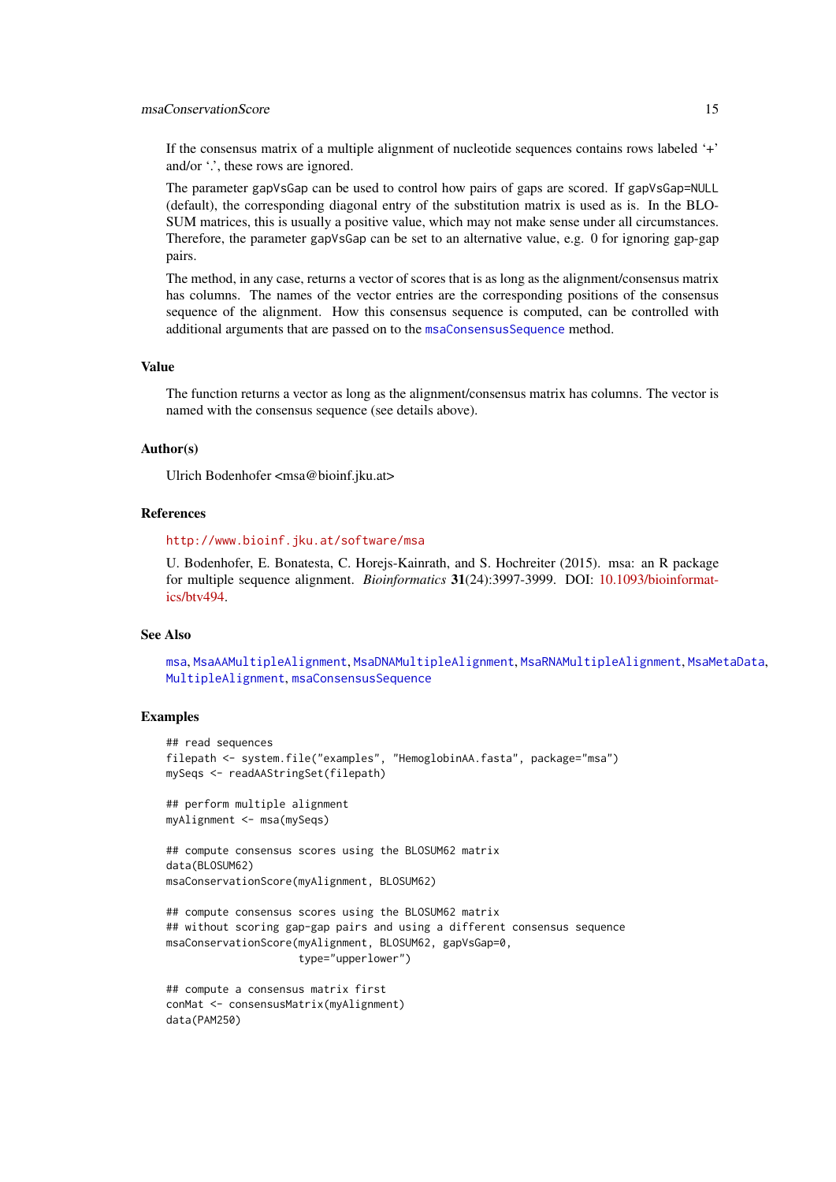If the consensus matrix of a multiple alignment of nucleotide sequences contains rows labeled '+' and/or '.', these rows are ignored.

The parameter `gapVsGap` can be used to control how pairs of gaps are scored. If `gapVsGap=NULL` (default), the corresponding diagonal entry of the substitution matrix is used as is. In the BLOSUM matrices, this is usually a positive value, which may not make sense under all circumstances. Therefore, the parameter `gapVsGap` can be set to an alternative value, e.g. 0 for ignoring gap-gap pairs.

The method, in any case, returns a vector of scores that is as long as the alignment/consensus matrix has columns. The names of the vector entries are the corresponding positions of the consensus sequence of the alignment. How this consensus sequence is computed, can be controlled with additional arguments that are passed on to the `msaConsensusSequence` method.

## Value

The function returns a vector as long as the alignment/consensus matrix has columns. The vector is named with the consensus sequence (see details above).

## Author(s)

Ulrich Bodenhofer <msa@bioinf.jku.at>

## References

http://www.bioinf.jku.at/software/msa

U. Bodenhofer, E. Bonatesta, C. Horejs-Kainrath, and S. Hochreiter (2015). msa: an R package for multiple sequence alignment. *Bioinformatics* **31**(24):3997-3999. DOI: 10.1093/bioinformatics/btv494.

## See Also

`msa`, `MsaAAMultipleAlignment`, `MsaDNAMultipleAlignment`, `MsaRNAMultipleAlignment`, `MsaMetaData`, `MultipleAlignment`, `msaConsensusSequence`

## Examples

```
## read sequences
filepath <- system.file("examples", "HemoglobinAA.fasta", package="msa")
mySeqs <- readAAStringSet(filepath)

## perform multiple alignment
myAlignment <- msa(mySeqs)

## compute consensus scores using the BLOSUM62 matrix
data(BLOSUM62)
msaConservationScore(myAlignment, BLOSUM62)

## compute consensus scores using the BLOSUM62 matrix
## without scoring gap-gap pairs and using a different consensus sequence
msaConservationScore(myAlignment, BLOSUM62, gapVsGap=0,
                     type="upperlower")

## compute a consensus matrix first
conMat <- consensusMatrix(myAlignment)
data(PAM250)
```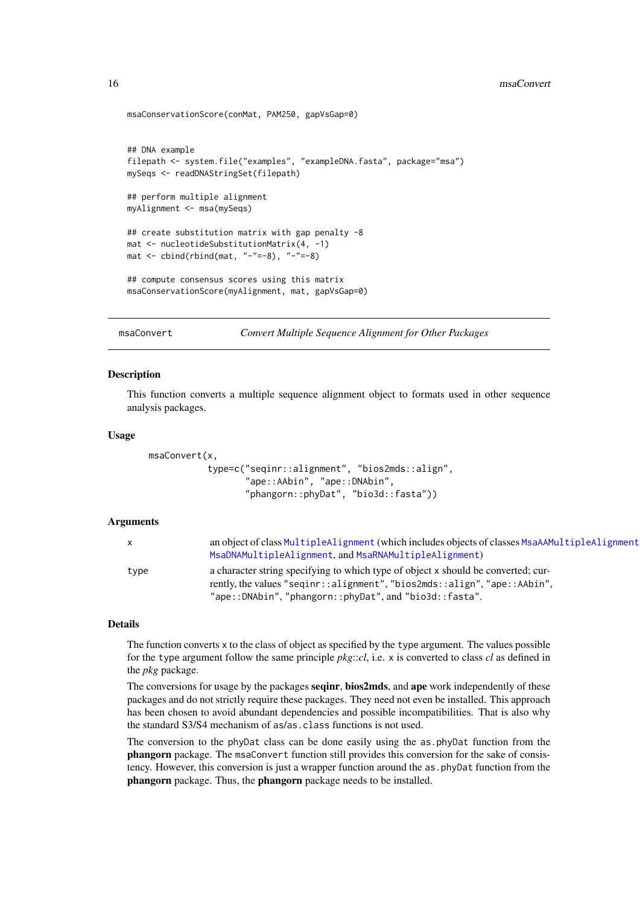```
msaConservationScore(conMat, PAM250, gapVsGap=0)


## DNA example
filepath <- system.file("examples", "exampleDNA.fasta", package="msa")
mySeqs <- readDNAStringSet(filepath)

## perform multiple alignment
myAlignment <- msa(mySeqs)

## create substitution matrix with gap penalty -8
mat <- nucleotideSubstitutionMatrix(4, -1)
mat <- cbind(rbind(mat, "-"=-8), "-"=-8)

## compute consensus scores using this matrix
msaConservationScore(myAlignment, mat, gapVsGap=0)
```

---

## msaConvert — *Convert Multiple Sequence Alignment for Other Packages*

### Description

This function converts a multiple sequence alignment object to formats used in other sequence analysis packages.

### Usage

```
msaConvert(x,
           type=c("seqinr::alignment", "bios2mds::align",
                  "ape::AAbin", "ape::DNAbin",
                  "phangorn::phyDat", "bio3d::fasta"))
```

### Arguments

| | |
|---|---|
| `x` | an object of class `MultipleAlignment` (which includes objects of classes `MsaAAMultipleAlignment`, `MsaDNAMultipleAlignment`, and `MsaRNAMultipleAlignment`) |
| `type` | a character string specifying to which type of object `x` should be converted; currently, the values `"seqinr::alignment"`, `"bios2mds::align"`, `"ape::AAbin"`, `"ape::DNAbin"`, `"phangorn::phyDat"`, and `"bio3d::fasta"`. |

### Details

The function converts `x` to the class of object as specified by the `type` argument. The values possible for the `type` argument follow the same principle *pkg*::*cl*, i.e. `x` is converted to class *cl* as defined in the *pkg* package.

The conversions for usage by the packages **seqinr**, **bios2mds**, and **ape** work independently of these packages and do not strictly require these packages. They need not even be installed. This approach has been chosen to avoid abundant dependencies and possible incompatibilities. That is also why the standard S3/S4 mechanism of `as`/`as.class` functions is not used.

The conversion to the `phyDat` class can be done easily using the `as.phyDat` function from the **phangorn** package. The `msaConvert` function still provides this conversion for the sake of consistency. However, this conversion is just a wrapper function around the `as.phyDat` function from the **phangorn** package. Thus, the **phangorn** package needs to be installed.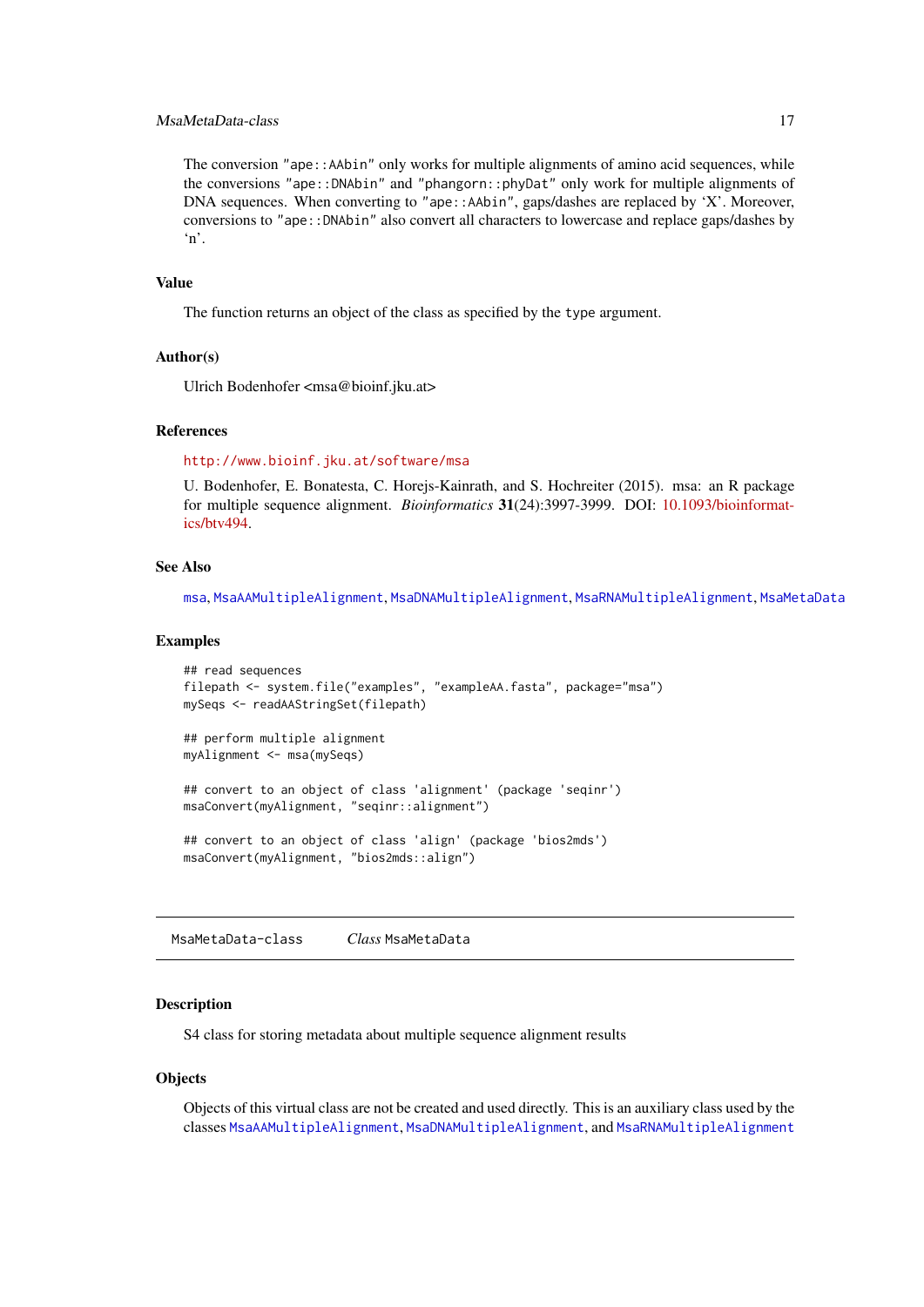The conversion "ape::AAbin" only works for multiple alignments of amino acid sequences, while the conversions "ape::DNAbin" and "phangorn::phyDat" only work for multiple alignments of DNA sequences. When converting to "ape::AAbin", gaps/dashes are replaced by 'X'. Moreover, conversions to "ape::DNAbin" also convert all characters to lowercase and replace gaps/dashes by 'n'.

### Value

The function returns an object of the class as specified by the type argument.

### Author(s)

Ulrich Bodenhofer <msa@bioinf.jku.at>

### References

http://www.bioinf.jku.at/software/msa

U. Bodenhofer, E. Bonatesta, C. Horejs-Kainrath, and S. Hochreiter (2015). msa: an R package for multiple sequence alignment. *Bioinformatics* **31**(24):3997-3999. DOI: 10.1093/bioinformatics/btv494.

### See Also

msa, MsaAAMultipleAlignment, MsaDNAMultipleAlignment, MsaRNAMultipleAlignment, MsaMetaData

### Examples

```
## read sequences
filepath <- system.file("examples", "exampleAA.fasta", package="msa")
mySeqs <- readAAStringSet(filepath)

## perform multiple alignment
myAlignment <- msa(mySeqs)

## convert to an object of class 'alignment' (package 'seqinr')
msaConvert(myAlignment, "seqinr::alignment")

## convert to an object of class 'align' (package 'bios2mds')
msaConvert(myAlignment, "bios2mds::align")
```

---

## MsaMetaData-class    *Class* MsaMetaData

---

### Description

S4 class for storing metadata about multiple sequence alignment results

### Objects

Objects of this virtual class are not be created and used directly. This is an auxiliary class used by the classes MsaAAMultipleAlignment, MsaDNAMultipleAlignment, and MsaRNAMultipleAlignment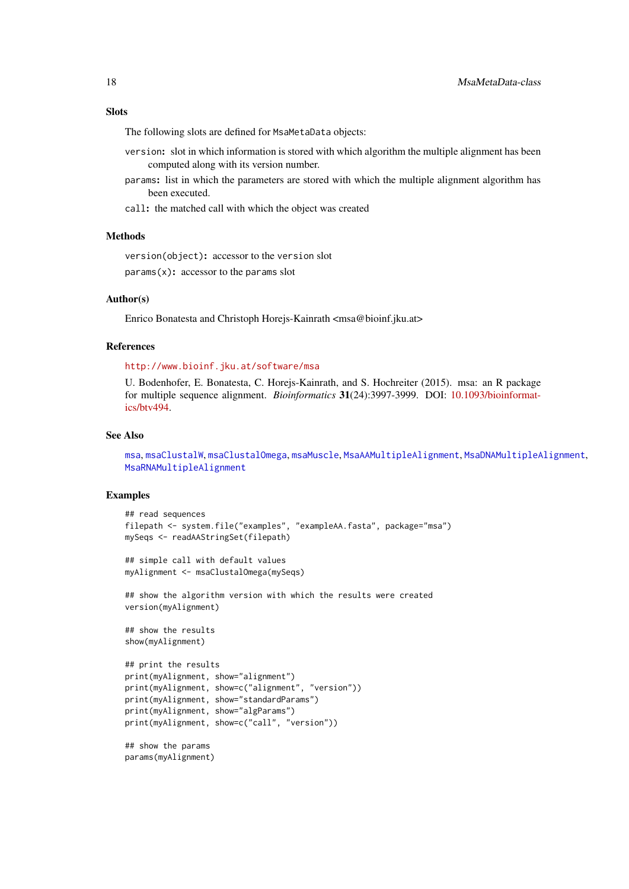## Slots

The following slots are defined for `MsaMetaData` objects:

`version`: slot in which information is stored with which algorithm the multiple alignment has been computed along with its version number.

`params`: list in which the parameters are stored with which the multiple alignment algorithm has been executed.

`call`: the matched call with which the object was created

## Methods

`version(object)`: accessor to the `version` slot

`params(x)`: accessor to the `params` slot

## Author(s)

Enrico Bonatesta and Christoph Horejs-Kainrath <msa@bioinf.jku.at>

## References

http://www.bioinf.jku.at/software/msa

U. Bodenhofer, E. Bonatesta, C. Horejs-Kainrath, and S. Hochreiter (2015). msa: an R package for multiple sequence alignment. *Bioinformatics* **31**(24):3997-3999. DOI: 10.1093/bioinformatics/btv494.

## See Also

`msa`, `msaClustalW`, `msaClustalOmega`, `msaMuscle`, `MsaAAMultipleAlignment`, `MsaDNAMultipleAlignment`, `MsaRNAMultipleAlignment`

## Examples

```
## read sequences
filepath <- system.file("examples", "exampleAA.fasta", package="msa")
mySeqs <- readAAStringSet(filepath)

## simple call with default values
myAlignment <- msaClustalOmega(mySeqs)

## show the algorithm version with which the results were created
version(myAlignment)

## show the results
show(myAlignment)

## print the results
print(myAlignment, show="alignment")
print(myAlignment, show=c("alignment", "version"))
print(myAlignment, show="standardParams")
print(myAlignment, show="algParams")
print(myAlignment, show=c("call", "version"))

## show the params
params(myAlignment)
```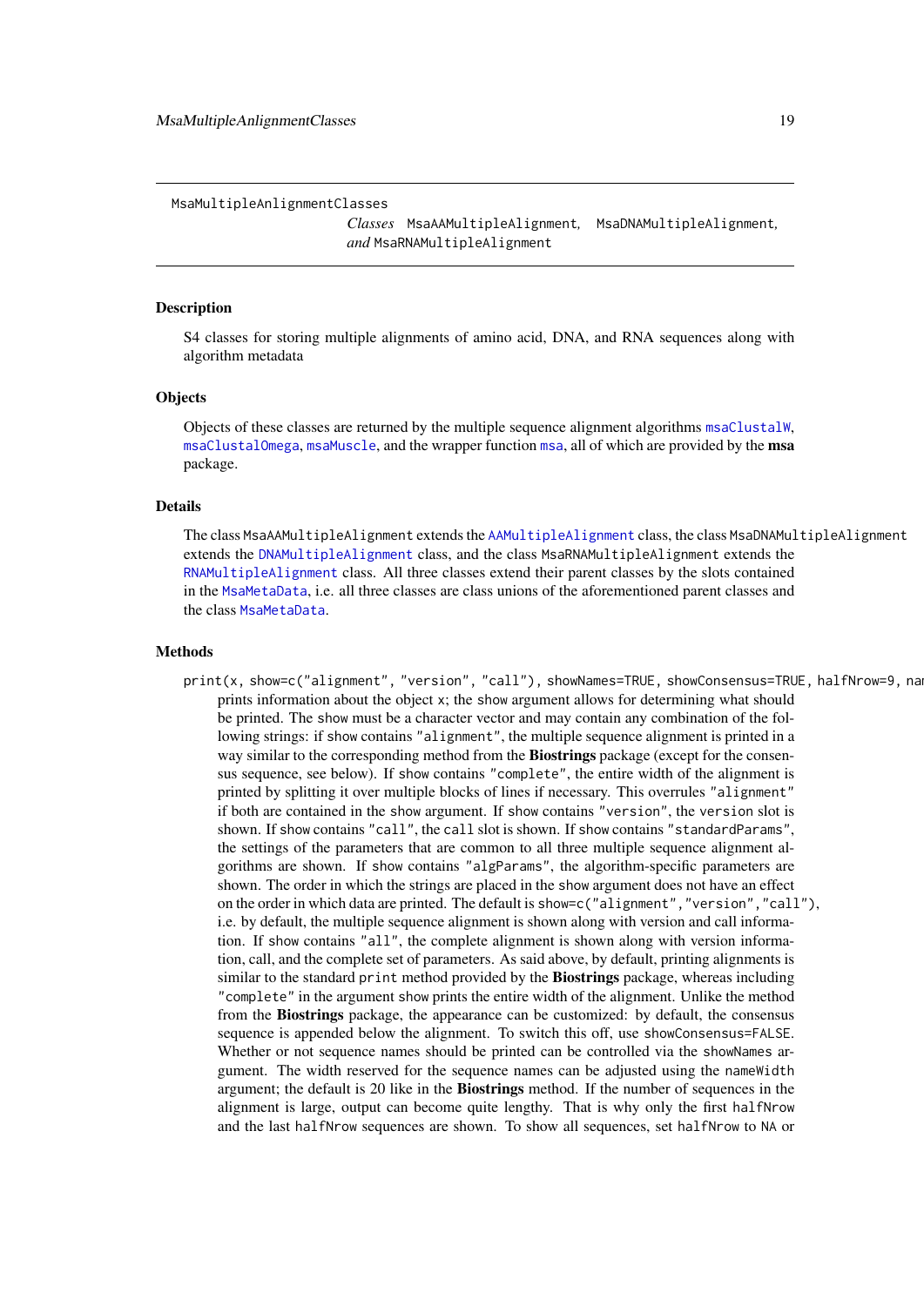MsaMultipleAnlignmentClasses

*Classes* `MsaAAMultipleAlignment`, `MsaDNAMultipleAlignment`, *and* `MsaRNAMultipleAlignment`

## Description

S4 classes for storing multiple alignments of amino acid, DNA, and RNA sequences along with algorithm metadata

## Objects

Objects of these classes are returned by the multiple sequence alignment algorithms `msaClustalW`, `msaClustalOmega`, `msaMuscle`, and the wrapper function `msa`, all of which are provided by the **msa** package.

## Details

The class `MsaAAMultipleAlignment` extends the `AAMultipleAlignment` class, the class `MsaDNAMultipleAlignment` extends the `DNAMultipleAlignment` class, and the class `MsaRNAMultipleAlignment` extends the `RNAMultipleAlignment` class. All three classes extend their parent classes by the slots contained in the `MsaMetaData`, i.e. all three classes are class unions of the aforementioned parent classes and the class `MsaMetaData`.

## Methods

`print(x, show=c("alignment", "version", "call"), showNames=TRUE, showConsensus=TRUE, halfNrow=9, nam`

prints information about the object `x`; the `show` argument allows for determining what should be printed. The `show` must be a character vector and may contain any combination of the following strings: if `show` contains `"alignment"`, the multiple sequence alignment is printed in a way similar to the corresponding method from the **Biostrings** package (except for the consensus sequence, see below). If `show` contains `"complete"`, the entire width of the alignment is printed by splitting it over multiple blocks of lines if necessary. This overrules `"alignment"` if both are contained in the `show` argument. If `show` contains `"version"`, the `version` slot is shown. If `show` contains `"call"`, the `call` slot is shown. If `show` contains `"standardParams"`, the settings of the parameters that are common to all three multiple sequence alignment algorithms are shown. If `show` contains `"algParams"`, the algorithm-specific parameters are shown. The order in which the strings are placed in the `show` argument does not have an effect on the order in which data are printed. The default is `show=c("alignment","version","call")`, i.e. by default, the multiple sequence alignment is shown along with version and call information. If `show` contains `"all"`, the complete alignment is shown along with version information, call, and the complete set of parameters. As said above, by default, printing alignments is similar to the standard `print` method provided by the **Biostrings** package, whereas including `"complete"` in the argument `show` prints the entire width of the alignment. Unlike the method from the **Biostrings** package, the appearance can be customized: by default, the consensus sequence is appended below the alignment. To switch this off, use `showConsensus=FALSE`. Whether or not sequence names should be printed can be controlled via the `showNames` argument. The width reserved for the sequence names can be adjusted using the `nameWidth` argument; the default is 20 like in the **Biostrings** method. If the number of sequences in the alignment is large, output can become quite lengthy. That is why only the first `halfNrow` and the last `halfNrow` sequences are shown. To show all sequences, set `halfNrow` to `NA` or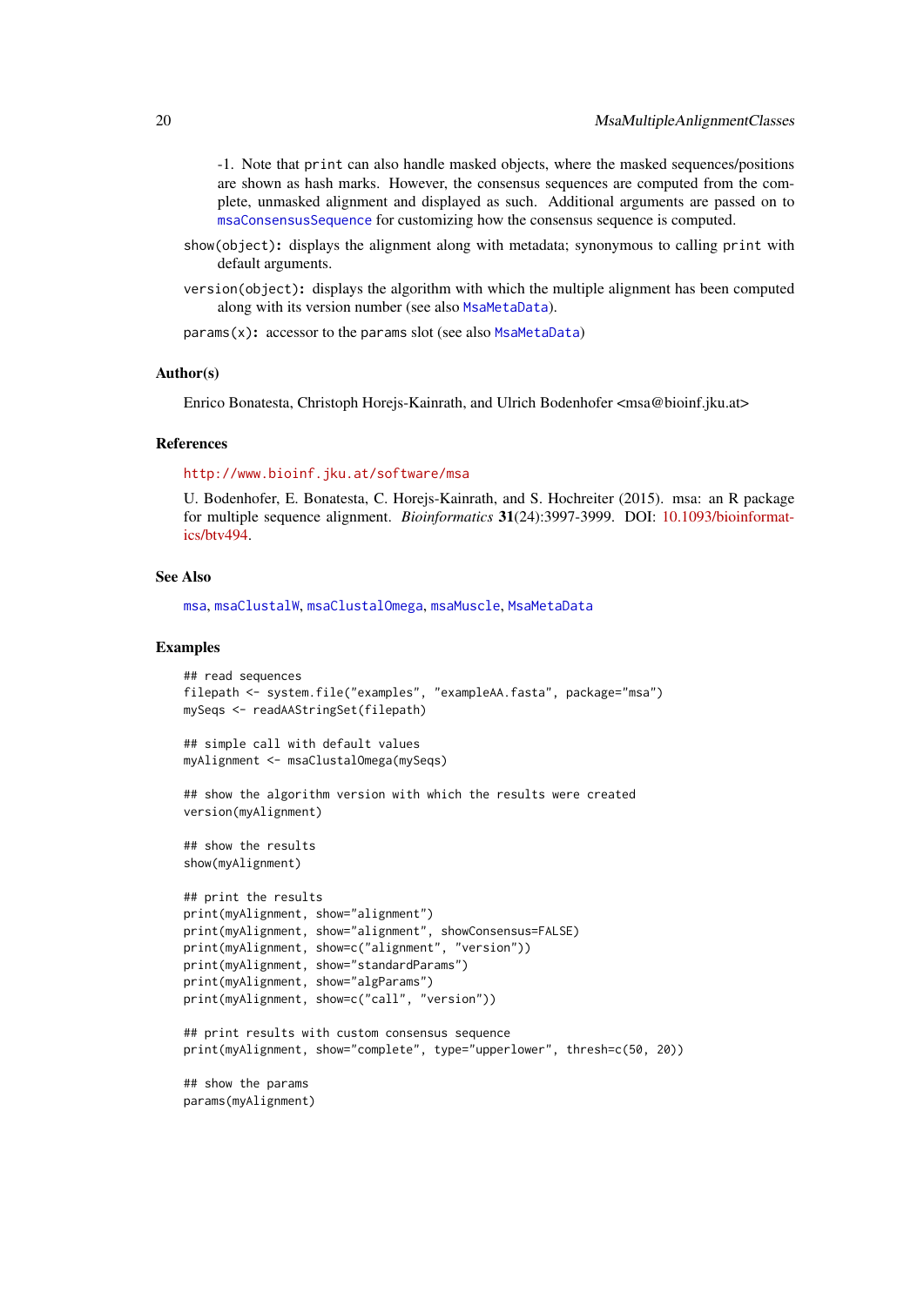-1. Note that `print` can also handle masked objects, where the masked sequences/positions are shown as hash marks. However, the consensus sequences are computed from the complete, unmasked alignment and displayed as such. Additional arguments are passed on to `msaConsensusSequence` for customizing how the consensus sequence is computed.

`show(object)`**:** displays the alignment along with metadata; synonymous to calling `print` with default arguments.

`version(object)`**:** displays the algorithm with which the multiple alignment has been computed along with its version number (see also `MsaMetaData`).

`params(x)`**:** accessor to the `params` slot (see also `MsaMetaData`)

### Author(s)

Enrico Bonatesta, Christoph Horejs-Kainrath, and Ulrich Bodenhofer <msa@bioinf.jku.at>

### References

http://www.bioinf.jku.at/software/msa

U. Bodenhofer, E. Bonatesta, C. Horejs-Kainrath, and S. Hochreiter (2015). msa: an R package for multiple sequence alignment. *Bioinformatics* **31**(24):3997-3999. DOI: 10.1093/bioinformatics/btv494.

### See Also

`msa`, `msaClustalW`, `msaClustalOmega`, `msaMuscle`, `MsaMetaData`

### Examples

```
## read sequences
filepath <- system.file("examples", "exampleAA.fasta", package="msa")
mySeqs <- readAAStringSet(filepath)

## simple call with default values
myAlignment <- msaClustalOmega(mySeqs)

## show the algorithm version with which the results were created
version(myAlignment)

## show the results
show(myAlignment)

## print the results
print(myAlignment, show="alignment")
print(myAlignment, show="alignment", showConsensus=FALSE)
print(myAlignment, show=c("alignment", "version"))
print(myAlignment, show="standardParams")
print(myAlignment, show="algParams")
print(myAlignment, show=c("call", "version"))

## print results with custom consensus sequence
print(myAlignment, show="complete", type="upperlower", thresh=c(50, 20))

## show the params
params(myAlignment)
```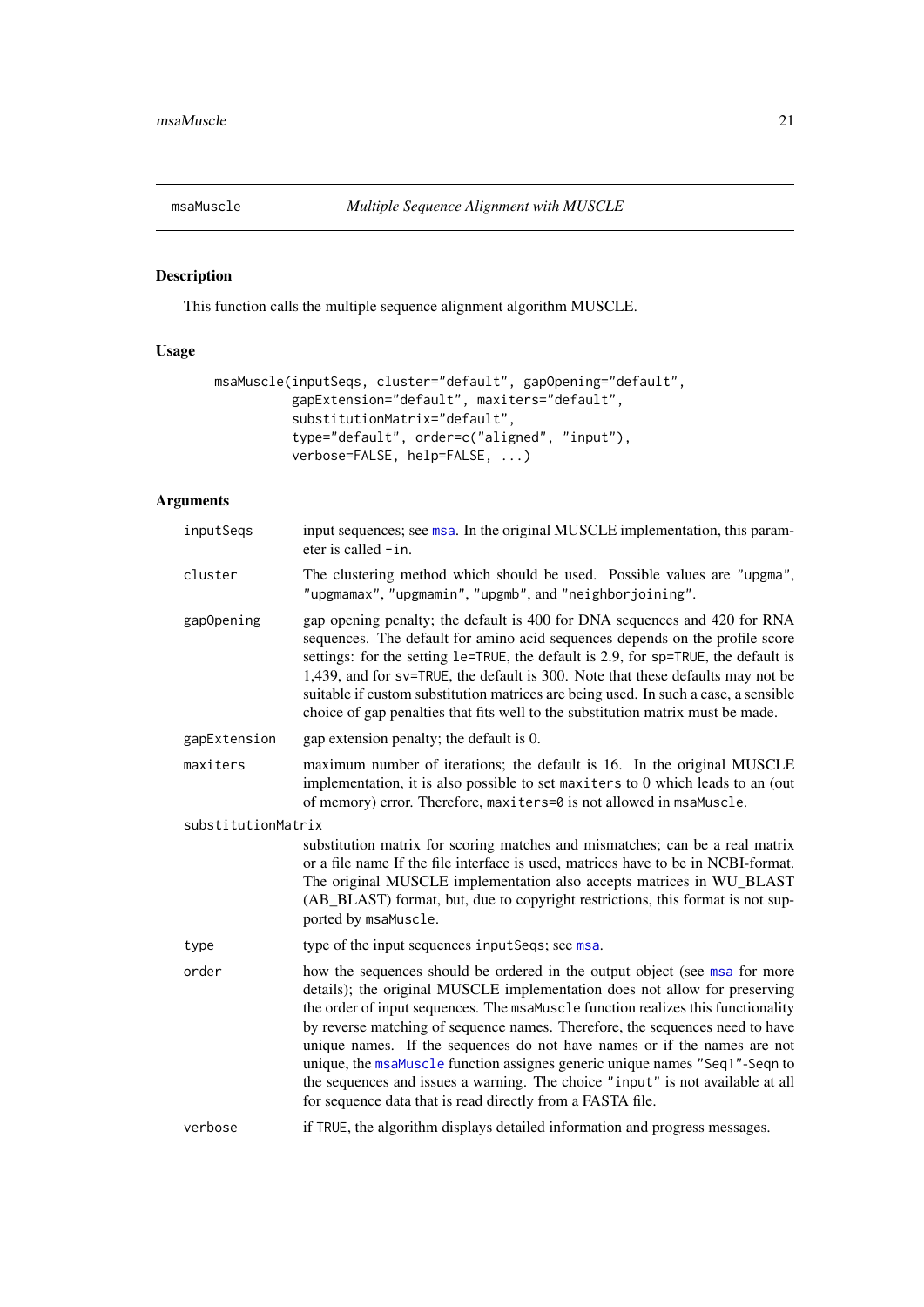`msaMuscle` *Multiple Sequence Alignment with MUSCLE*

## Description

This function calls the multiple sequence alignment algorithm MUSCLE.

## Usage

```
msaMuscle(inputSeqs, cluster="default", gapOpening="default",
          gapExtension="default", maxiters="default",
          substitutionMatrix="default",
          type="default", order=c("aligned", "input"),
          verbose=FALSE, help=FALSE, ...)
```

## Arguments

- `inputSeqs` — input sequences; see `msa`. In the original MUSCLE implementation, this parameter is called `-in`.
- `cluster` — The clustering method which should be used. Possible values are `"upgma"`, `"upgmamax"`, `"upgmamin"`, `"upgmb"`, and `"neighborjoining"`.
- `gapOpening` — gap opening penalty; the default is 400 for DNA sequences and 420 for RNA sequences. The default for amino acid sequences depends on the profile score settings: for the setting `le=TRUE`, the default is 2.9, for `sp=TRUE`, the default is 1,439, and for `sv=TRUE`, the default is 300. Note that these defaults may not be suitable if custom substitution matrices are being used. In such a case, a sensible choice of gap penalties that fits well to the substitution matrix must be made.
- `gapExtension` — gap extension penalty; the default is 0.
- `maxiters` — maximum number of iterations; the default is 16. In the original MUSCLE implementation, it is also possible to set `maxiters` to 0 which leads to an (out of memory) error. Therefore, `maxiters=0` is not allowed in `msaMuscle`.
- `substitutionMatrix` — substitution matrix for scoring matches and mismatches; can be a real matrix or a file name If the file interface is used, matrices have to be in NCBI-format. The original MUSCLE implementation also accepts matrices in WU_BLAST (AB_BLAST) format, but, due to copyright restrictions, this format is not supported by `msaMuscle`.
- `type` — type of the input sequences `inputSeqs`; see `msa`.
- `order` — how the sequences should be ordered in the output object (see `msa` for more details); the original MUSCLE implementation does not allow for preserving the order of input sequences. The `msaMuscle` function realizes this functionality by reverse matching of sequence names. Therefore, the sequences need to have unique names. If the sequences do not have names or if the names are not unique, the `msaMuscle` function assignes generic unique names `"Seq1"`-Seqn to the sequences and issues a warning. The choice `"input"` is not available at all for sequence data that is read directly from a FASTA file.
- `verbose` — if `TRUE`, the algorithm displays detailed information and progress messages.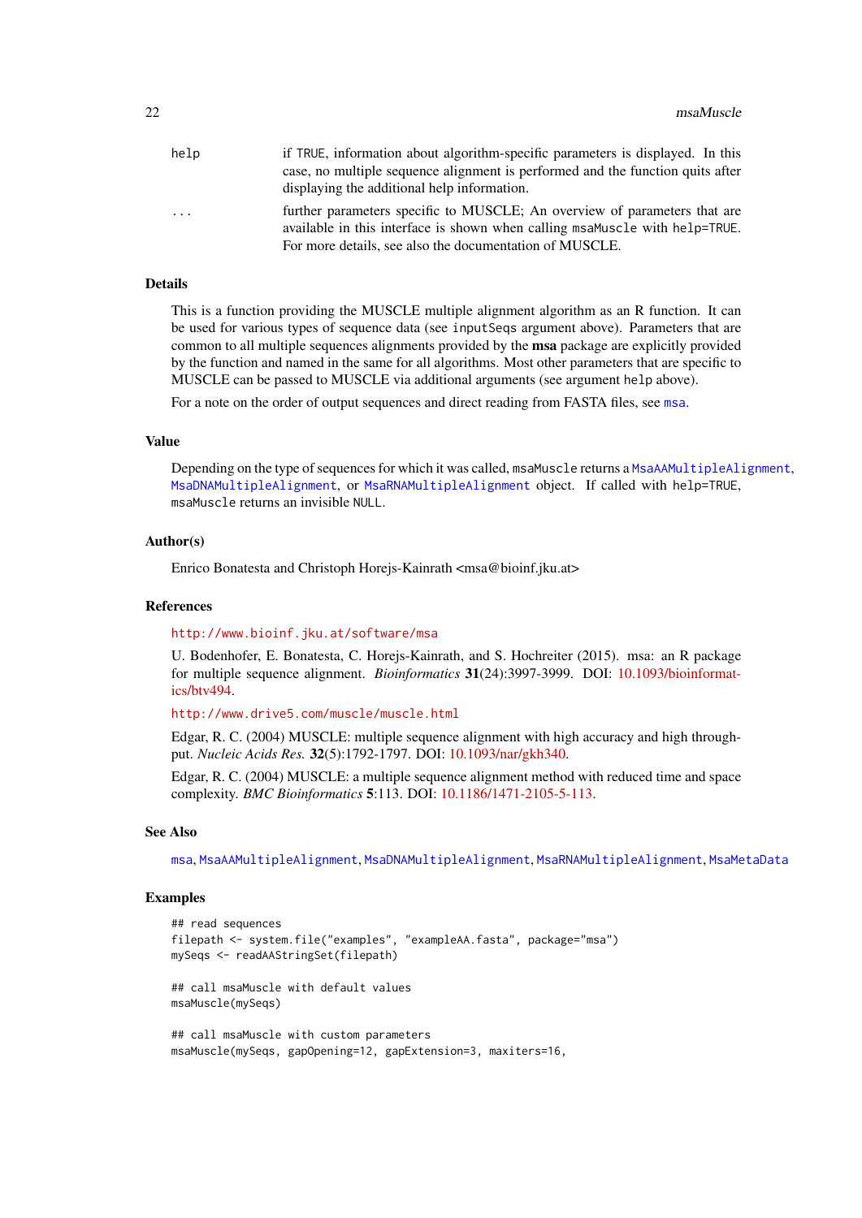help
: if TRUE, information about algorithm-specific parameters is displayed. In this case, no multiple sequence alignment is performed and the function quits after displaying the additional help information.

...
: further parameters specific to MUSCLE; An overview of parameters that are available in this interface is shown when calling `msaMuscle` with `help=TRUE`. For more details, see also the documentation of MUSCLE.

## Details

This is a function providing the MUSCLE multiple alignment algorithm as an R function. It can be used for various types of sequence data (see `inputSeqs` argument above). Parameters that are common to all multiple sequences alignments provided by the **msa** package are explicitly provided by the function and named in the same for all algorithms. Most other parameters that are specific to MUSCLE can be passed to MUSCLE via additional arguments (see argument `help` above).

For a note on the order of output sequences and direct reading from FASTA files, see `msa`.

## Value

Depending on the type of sequences for which it was called, `msaMuscle` returns a `MsaAAMultipleAlignment`, `MsaDNAMultipleAlignment`, or `MsaRNAMultipleAlignment` object. If called with `help=TRUE`, `msaMuscle` returns an invisible `NULL`.

## Author(s)

Enrico Bonatesta and Christoph Horejs-Kainrath <msa@bioinf.jku.at>

## References

http://www.bioinf.jku.at/software/msa

U. Bodenhofer, E. Bonatesta, C. Horejs-Kainrath, and S. Hochreiter (2015). msa: an R package for multiple sequence alignment. *Bioinformatics* **31**(24):3997-3999. DOI: 10.1093/bioinformatics/btv494.

http://www.drive5.com/muscle/muscle.html

Edgar, R. C. (2004) MUSCLE: multiple sequence alignment with high accuracy and high throughput. *Nucleic Acids Res.* **32**(5):1792-1797. DOI: 10.1093/nar/gkh340.

Edgar, R. C. (2004) MUSCLE: a multiple sequence alignment method with reduced time and space complexity. *BMC Bioinformatics* **5**:113. DOI: 10.1186/1471-2105-5-113.

## See Also

`msa`, `MsaAAMultipleAlignment`, `MsaDNAMultipleAlignment`, `MsaRNAMultipleAlignment`, `MsaMetaData`

## Examples

```
## read sequences
filepath <- system.file("examples", "exampleAA.fasta", package="msa")
mySeqs <- readAAStringSet(filepath)

## call msaMuscle with default values
msaMuscle(mySeqs)

## call msaMuscle with custom parameters
msaMuscle(mySeqs, gapOpening=12, gapExtension=3, maxiters=16,
```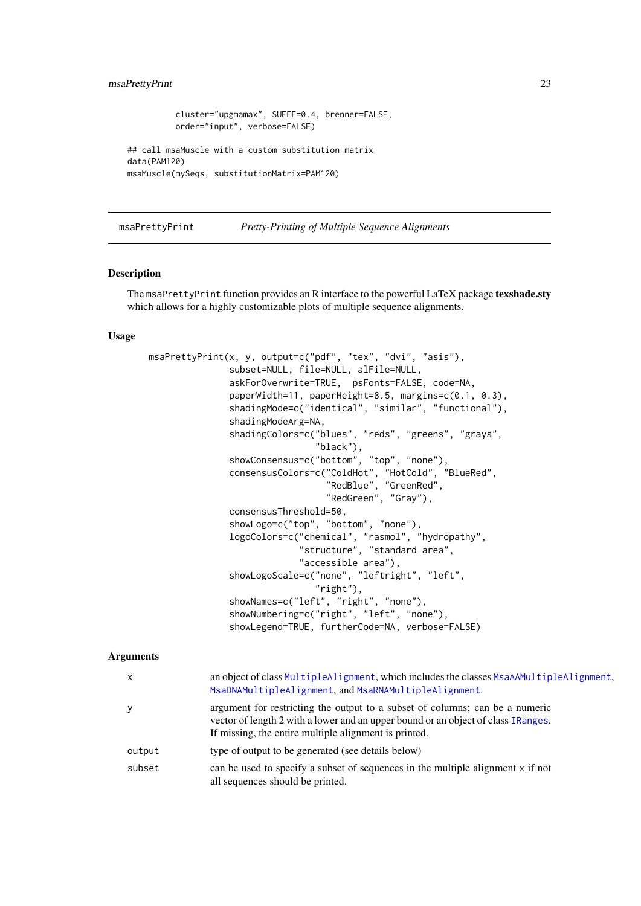```
          cluster="upgmamax", SUEFF=0.4, brenner=FALSE,
          order="input", verbose=FALSE)

## call msaMuscle with a custom substitution matrix
data(PAM120)
msaMuscle(mySeqs, substitutionMatrix=PAM120)
```

## msaPrettyPrint *Pretty-Printing of Multiple Sequence Alignments*

### Description

The `msaPrettyPrint` function provides an R interface to the powerful LaTeX package **texshade.sty** which allows for a highly customizable plots of multiple sequence alignments.

### Usage

```
msaPrettyPrint(x, y, output=c("pdf", "tex", "dvi", "asis"),
               subset=NULL, file=NULL, alFile=NULL,
               askForOverwrite=TRUE,  psFonts=FALSE, code=NA,
               paperWidth=11, paperHeight=8.5, margins=c(0.1, 0.3),
               shadingMode=c("identical", "similar", "functional"),
               shadingModeArg=NA,
               shadingColors=c("blues", "reds", "greens", "grays",
                               "black"),
               showConsensus=c("bottom", "top", "none"),
               consensusColors=c("ColdHot", "HotCold", "BlueRed",
                                 "RedBlue", "GreenRed",
                                 "RedGreen", "Gray"),
               consensusThreshold=50,
               showLogo=c("top", "bottom", "none"),
               logoColors=c("chemical", "rasmol", "hydropathy",
                            "structure", "standard area",
                            "accessible area"),
               showLogoScale=c("none", "leftright", "left",
                               "right"),
               showNames=c("left", "right", "none"),
               showNumbering=c("right", "left", "none"),
               showLegend=TRUE, furtherCode=NA, verbose=FALSE)
```

### Arguments

| | |
|---|---|
| `x` | an object of class `MultipleAlignment`, which includes the classes `MsaAAMultipleAlignment`, `MsaDNAMultipleAlignment`, and `MsaRNAMultipleAlignment`. |
| `y` | argument for restricting the output to a subset of columns; can be a numeric vector of length 2 with a lower and an upper bound or an object of class `IRanges`. If missing, the entire multiple alignment is printed. |
| `output` | type of output to be generated (see details below) |
| `subset` | can be used to specify a subset of sequences in the multiple alignment x if not all sequences should be printed. |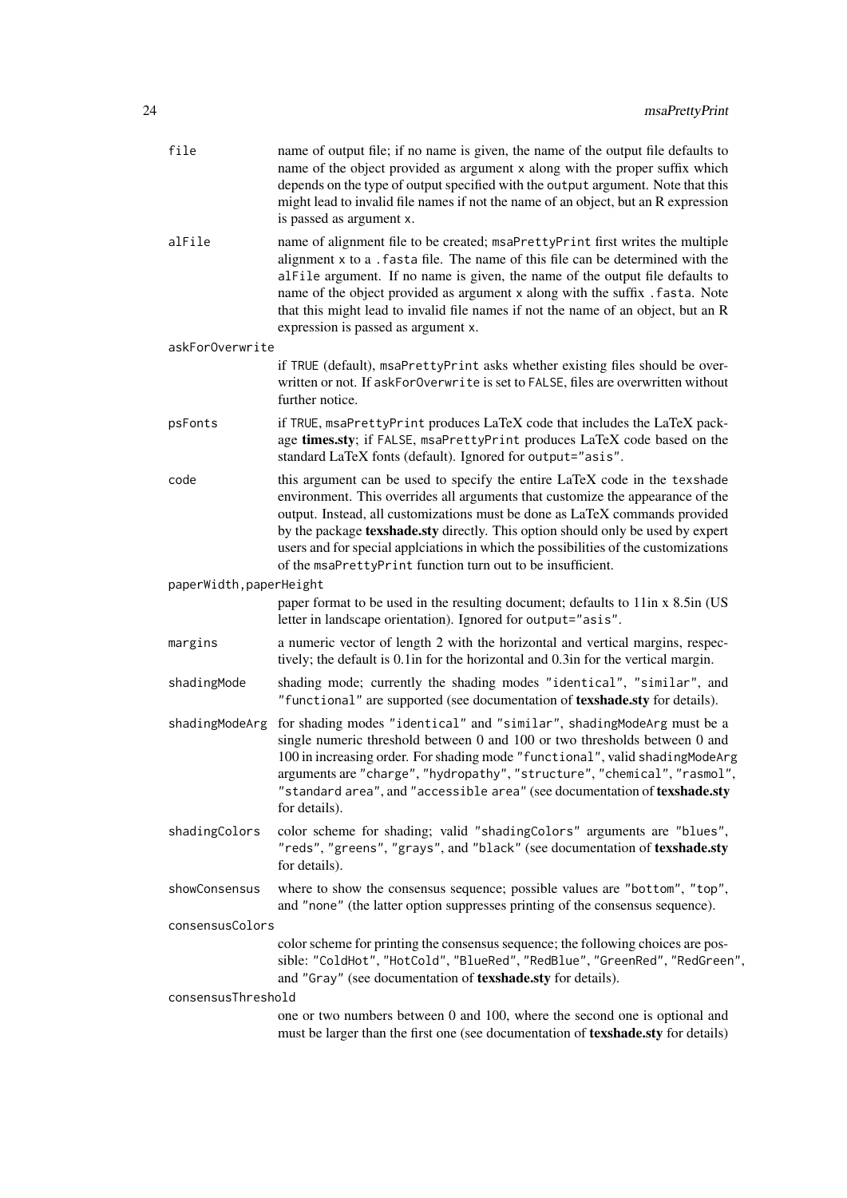`file`
: name of output file; if no name is given, the name of the output file defaults to name of the object provided as argument `x` along with the proper suffix which depends on the type of output specified with the `output` argument. Note that this might lead to invalid file names if not the name of an object, but an R expression is passed as argument `x`.

`alFile`
: name of alignment file to be created; `msaPrettyPrint` first writes the multiple alignment `x` to a `.fasta` file. The name of this file can be determined with the `alFile` argument. If no name is given, the name of the output file defaults to name of the object provided as argument `x` along with the suffix `.fasta`. Note that this might lead to invalid file names if not the name of an object, but an R expression is passed as argument `x`.

`askForOverwrite`
: if `TRUE` (default), `msaPrettyPrint` asks whether existing files should be overwritten or not. If `askForOverwrite` is set to `FALSE`, files are overwritten without further notice.

`psFonts`
: if `TRUE`, `msaPrettyPrint` produces LaTeX code that includes the LaTeX package **times.sty**; if `FALSE`, `msaPrettyPrint` produces LaTeX code based on the standard LaTeX fonts (default). Ignored for `output="asis"`.

`code`
: this argument can be used to specify the entire LaTeX code in the `texshade` environment. This overrides all arguments that customize the appearance of the output. Instead, all customizations must be done as LaTeX commands provided by the package **texshade.sty** directly. This option should only be used by expert users and for special applciations in which the possibilities of the customizations of the `msaPrettyPrint` function turn out to be insufficient.

`paperWidth,paperHeight`
: paper format to be used in the resulting document; defaults to 11in x 8.5in (US letter in landscape orientation). Ignored for `output="asis"`.

`margins`
: a numeric vector of length 2 with the horizontal and vertical margins, respectively; the default is 0.1in for the horizontal and 0.3in for the vertical margin.

`shadingMode`
: shading mode; currently the shading modes `"identical"`, `"similar"`, and `"functional"` are supported (see documentation of **texshade.sty** for details).

`shadingModeArg`
: for shading modes `"identical"` and `"similar"`, `shadingModeArg` must be a single numeric threshold between 0 and 100 or two thresholds between 0 and 100 in increasing order. For shading mode `"functional"`, valid `shadingModeArg` arguments are `"charge"`, `"hydropathy"`, `"structure"`, `"chemical"`, `"rasmol"`, `"standard area"`, and `"accessible area"` (see documentation of **texshade.sty** for details).

`shadingColors`
: color scheme for shading; valid `"shadingColors"` arguments are `"blues"`, `"reds"`, `"greens"`, `"grays"`, and `"black"` (see documentation of **texshade.sty** for details).

`showConsensus`
: where to show the consensus sequence; possible values are `"bottom"`, `"top"`, and `"none"` (the latter option suppresses printing of the consensus sequence).

`consensusColors`
: color scheme for printing the consensus sequence; the following choices are possible: `"ColdHot"`, `"HotCold"`, `"BlueRed"`, `"RedBlue"`, `"GreenRed"`, `"RedGreen"`, and `"Gray"` (see documentation of **texshade.sty** for details).

`consensusThreshold`
: one or two numbers between 0 and 100, where the second one is optional and must be larger than the first one (see documentation of **texshade.sty** for details)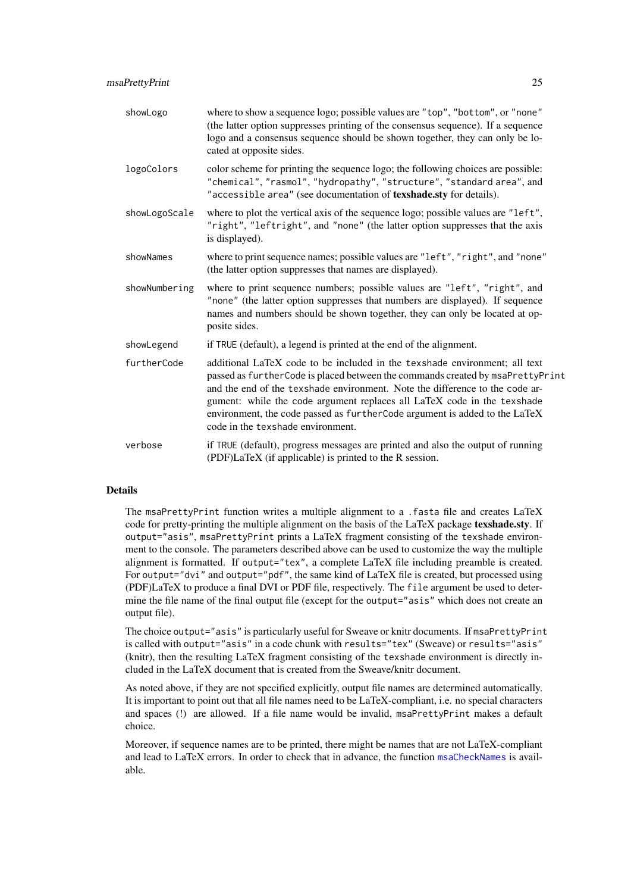| | |
|---|---|
| `showLogo` | where to show a sequence logo; possible values are `"top"`, `"bottom"`, or `"none"` (the latter option suppresses printing of the consensus sequence). If a sequence logo and a consensus sequence should be shown together, they can only be located at opposite sides. |
| `logoColors` | color scheme for printing the sequence logo; the following choices are possible: `"chemical"`, `"rasmol"`, `"hydropathy"`, `"structure"`, `"standard area"`, and `"accessible area"` (see documentation of **texshade.sty** for details). |
| `showLogoScale` | where to plot the vertical axis of the sequence logo; possible values are `"left"`, `"right"`, `"leftright"`, and `"none"` (the latter option suppresses that the axis is displayed). |
| `showNames` | where to print sequence names; possible values are `"left"`, `"right"`, and `"none"` (the latter option suppresses that names are displayed). |
| `showNumbering` | where to print sequence numbers; possible values are `"left"`, `"right"`, and `"none"` (the latter option suppresses that numbers are displayed). If sequence names and numbers should be shown together, they can only be located at opposite sides. |
| `showLegend` | if `TRUE` (default), a legend is printed at the end of the alignment. |
| `furtherCode` | additional LaTeX code to be included in the `texshade` environment; all text passed as `furtherCode` is placed between the commands created by `msaPrettyPrint` and the end of the `texshade` environment. Note the difference to the `code` argument: while the `code` argument replaces all LaTeX code in the `texshade` environment, the code passed as `furtherCode` argument is added to the LaTeX code in the `texshade` environment. |
| `verbose` | if `TRUE` (default), progress messages are printed and also the output of running (PDF)LaTeX (if applicable) is printed to the R session. |

## Details

The `msaPrettyPrint` function writes a multiple alignment to a `.fasta` file and creates LaTeX code for pretty-printing the multiple alignment on the basis of the LaTeX package **texshade.sty**. If `output="asis"`, `msaPrettyPrint` prints a LaTeX fragment consisting of the `texshade` environment to the console. The parameters described above can be used to customize the way the multiple alignment is formatted. If `output="tex"`, a complete LaTeX file including preamble is created. For `output="dvi"` and `output="pdf"`, the same kind of LaTeX file is created, but processed using (PDF)LaTeX to produce a final DVI or PDF file, respectively. The `file` argument be used to determine the file name of the final output file (except for the `output="asis"` which does not create an output file).

The choice `output="asis"` is particularly useful for Sweave or knitr documents. If `msaPrettyPrint` is called with `output="asis"` in a code chunk with `results="tex"` (Sweave) or `results="asis"` (knitr), then the resulting LaTeX fragment consisting of the `texshade` environment is directly included in the LaTeX document that is created from the Sweave/knitr document.

As noted above, if they are not specified explicitly, output file names are determined automatically. It is important to point out that all file names need to be LaTeX-compliant, i.e. no special characters and spaces (!) are allowed. If a file name would be invalid, `msaPrettyPrint` makes a default choice.

Moreover, if sequence names are to be printed, there might be names that are not LaTeX-compliant and lead to LaTeX errors. In order to check that in advance, the function `msaCheckNames` is available.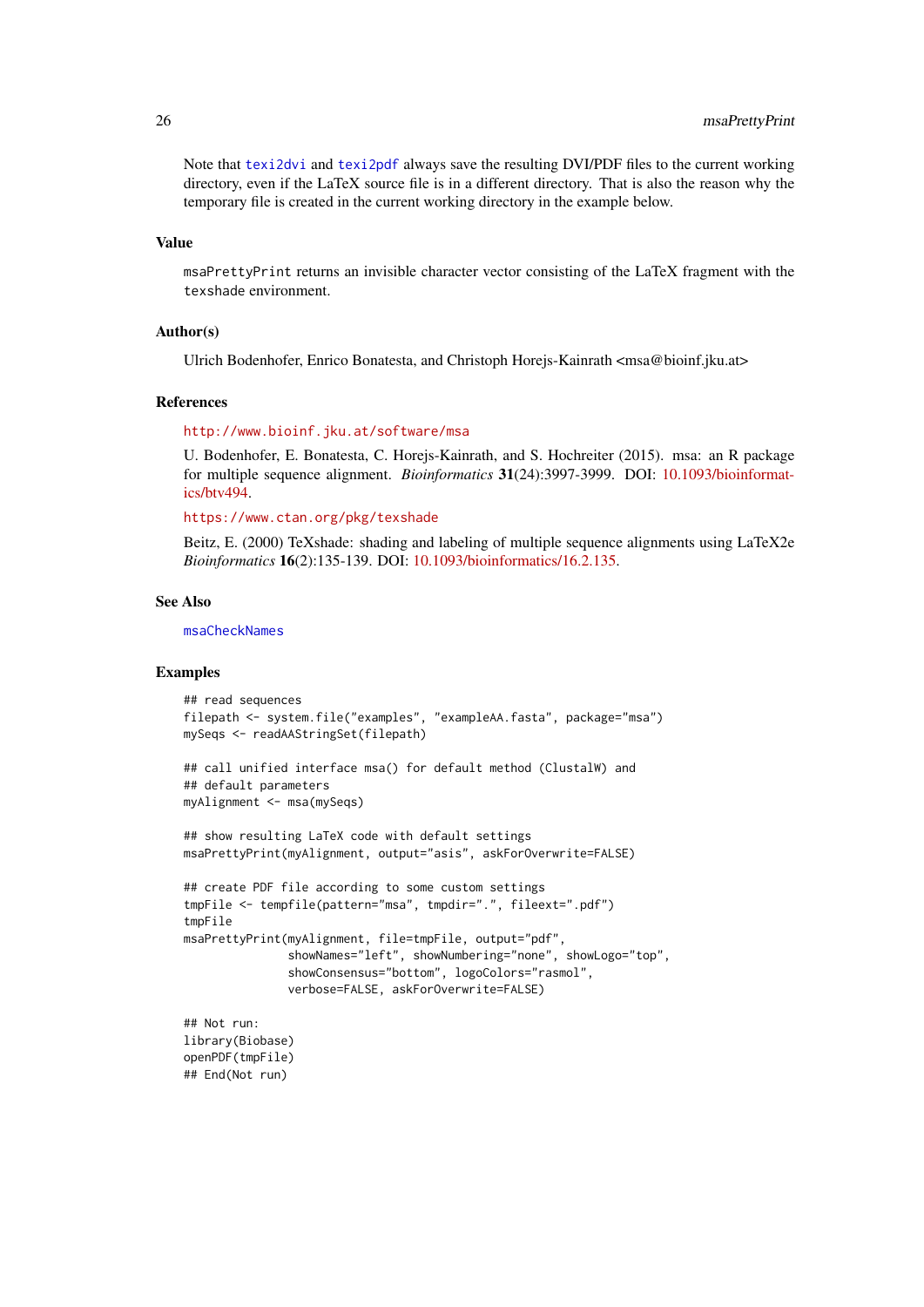Note that texi2dvi and texi2pdf always save the resulting DVI/PDF files to the current working directory, even if the LaTeX source file is in a different directory. That is also the reason why the temporary file is created in the current working directory in the example below.

## Value

msaPrettyPrint returns an invisible character vector consisting of the LaTeX fragment with the texshade environment.

## Author(s)

Ulrich Bodenhofer, Enrico Bonatesta, and Christoph Horejs-Kainrath <msa@bioinf.jku.at>

## References

http://www.bioinf.jku.at/software/msa

U. Bodenhofer, E. Bonatesta, C. Horejs-Kainrath, and S. Hochreiter (2015). msa: an R package for multiple sequence alignment. *Bioinformatics* **31**(24):3997-3999. DOI: 10.1093/bioinformatics/btv494.

https://www.ctan.org/pkg/texshade

Beitz, E. (2000) TeXshade: shading and labeling of multiple sequence alignments using LaTeX2e *Bioinformatics* **16**(2):135-139. DOI: 10.1093/bioinformatics/16.2.135.

## See Also

msaCheckNames

## Examples

```
## read sequences
filepath <- system.file("examples", "exampleAA.fasta", package="msa")
mySeqs <- readAAStringSet(filepath)

## call unified interface msa() for default method (ClustalW) and
## default parameters
myAlignment <- msa(mySeqs)

## show resulting LaTeX code with default settings
msaPrettyPrint(myAlignment, output="asis", askForOverwrite=FALSE)

## create PDF file according to some custom settings
tmpFile <- tempfile(pattern="msa", tmpdir=".", fileext=".pdf")
tmpFile
msaPrettyPrint(myAlignment, file=tmpFile, output="pdf",
               showNames="left", showNumbering="none", showLogo="top",
               showConsensus="bottom", logoColors="rasmol",
               verbose=FALSE, askForOverwrite=FALSE)

## Not run:
library(Biobase)
openPDF(tmpFile)
## End(Not run)
```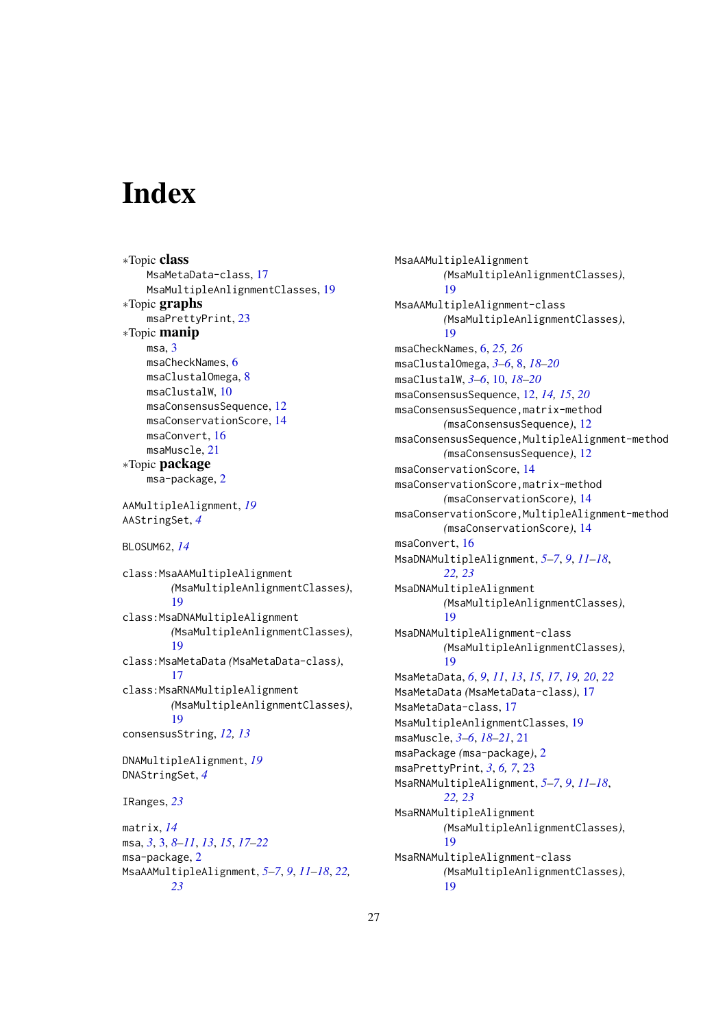# Index

∗Topic **class**
  MsaMetaData-class, 17
  MsaMultipleAnlignmentClasses, 19
∗Topic **graphs**
  msaPrettyPrint, 23
∗Topic **manip**
  msa, 3
  msaCheckNames, 6
  msaClustalOmega, 8
  msaClustalW, 10
  msaConsensusSequence, 12
  msaConservationScore, 14
  msaConvert, 16
  msaMuscle, 21
∗Topic **package**
  msa-package, 2

AAMultipleAlignment, *19*
AAStringSet, *4*

BLOSUM62, *14*

class:MsaAAMultipleAlignment *(MsaMultipleAnlignmentClasses)*, 19
class:MsaDNAMultipleAlignment *(MsaMultipleAnlignmentClasses)*, 19
class:MsaMetaData *(MsaMetaData-class)*, 17
class:MsaRNAMultipleAlignment *(MsaMultipleAnlignmentClasses)*, 19
consensusString, *12, 13*

DNAMultipleAlignment, *19*
DNAStringSet, *4*

IRanges, *23*

matrix, *14*
msa, *3*, 3, *8–11*, *13*, *15*, *17–22*
msa-package, 2
MsaAAMultipleAlignment, *5–7*, *9*, *11–18*, *22*, *23*
MsaAAMultipleAlignment *(MsaMultipleAnlignmentClasses)*, 19
MsaAAMultipleAlignment-class *(MsaMultipleAnlignmentClasses)*, 19
msaCheckNames, 6, *25, 26*
msaClustalOmega, *3–6*, 8, *18–20*
msaClustalW, *3–6*, 10, *18–20*
msaConsensusSequence, 12, *14, 15*, *20*
msaConsensusSequence,matrix-method *(msaConsensusSequence)*, 12
msaConsensusSequence,MultipleAlignment-method *(msaConsensusSequence)*, 12
msaConservationScore, 14
msaConservationScore,matrix-method *(msaConservationScore)*, 14
msaConservationScore,MultipleAlignment-method *(msaConservationScore)*, 14
msaConvert, 16
MsaDNAMultipleAlignment, *5–7*, *9*, *11–18*, *22, 23*
MsaDNAMultipleAlignment *(MsaMultipleAnlignmentClasses)*, 19
MsaDNAMultipleAlignment-class *(MsaMultipleAnlignmentClasses)*, 19
MsaMetaData, *6*, *9*, *11*, *13*, *15*, *17*, *19*, *20*, *22*
MsaMetaData *(MsaMetaData-class)*, 17
MsaMetaData-class, 17
MsaMultipleAnlignmentClasses, 19
msaMuscle, *3–6*, *18–21*, 21
msaPackage *(msa-package)*, 2
msaPrettyPrint, *3*, *6, 7*, 23
MsaRNAMultipleAlignment, *5–7*, *9*, *11–18*, *22, 23*
MsaRNAMultipleAlignment *(MsaMultipleAnlignmentClasses)*, 19
MsaRNAMultipleAlignment-class *(MsaMultipleAnlignmentClasses)*, 19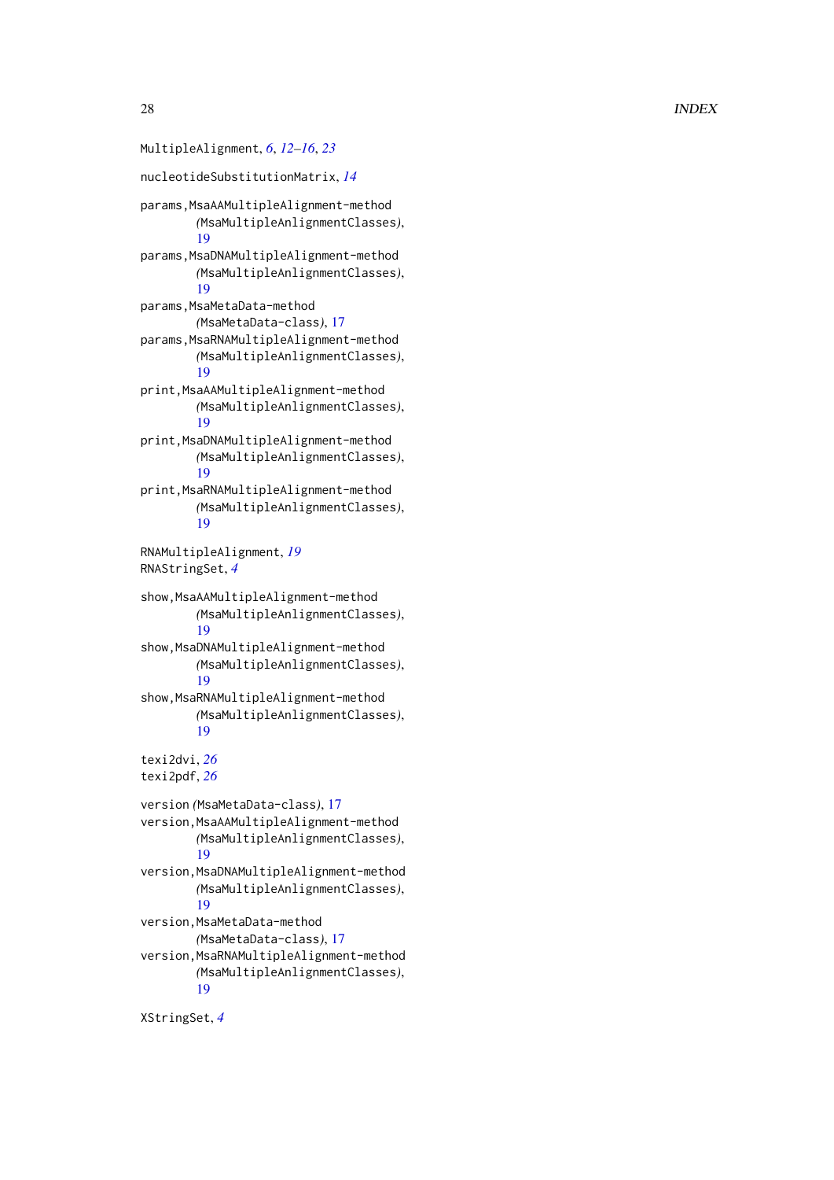MultipleAlignment, *6*, *12–16*, *23*

nucleotideSubstitutionMatrix, *14*

params,MsaAAMultipleAlignment-method *(MsaMultipleAnlignmentClasses)*, 19
params,MsaDNAMultipleAlignment-method *(MsaMultipleAnlignmentClasses)*, 19
params,MsaMetaData-method *(MsaMetaData-class)*, 17
params,MsaRNAMultipleAlignment-method *(MsaMultipleAnlignmentClasses)*, 19
print,MsaAAMultipleAlignment-method *(MsaMultipleAnlignmentClasses)*, 19
print,MsaDNAMultipleAlignment-method *(MsaMultipleAnlignmentClasses)*, 19
print,MsaRNAMultipleAlignment-method *(MsaMultipleAnlignmentClasses)*, 19

RNAMultipleAlignment, *19*
RNAStringSet, *4*

show,MsaAAMultipleAlignment-method *(MsaMultipleAnlignmentClasses)*, 19
show,MsaDNAMultipleAlignment-method *(MsaMultipleAnlignmentClasses)*, 19
show,MsaRNAMultipleAlignment-method *(MsaMultipleAnlignmentClasses)*, 19

texi2dvi, *26*
texi2pdf, *26*

version *(MsaMetaData-class)*, 17
version,MsaAAMultipleAlignment-method *(MsaMultipleAnlignmentClasses)*, 19
version,MsaDNAMultipleAlignment-method *(MsaMultipleAnlignmentClasses)*, 19
version,MsaMetaData-method *(MsaMetaData-class)*, 17
version,MsaRNAMultipleAlignment-method *(MsaMultipleAnlignmentClasses)*, 19

XStringSet, *4*